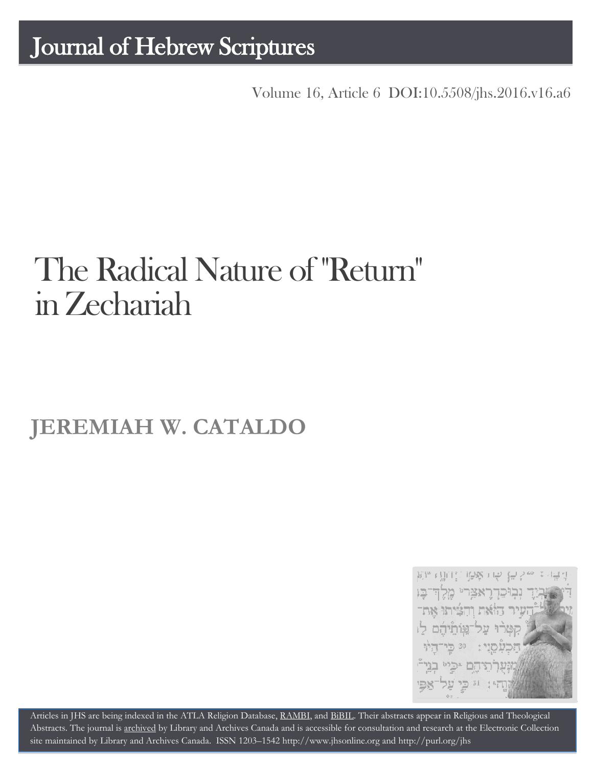# Journal of Hebrew Scriptures

Volume 16, Article 6 DOI:10.5508/jhs.2016.v16.a6

# The Radical Nature of "Return" in Zechariah

## JEREMIAH W. CATALDO

Articles in JHS are being indexed in the ATLA Religion Database, RAMBI, and BiBIL. Their abstracts appear in Religious and Theological Abstracts. The journal is archived by Library and Archives Canada and is accessible for consultation and research at the Electronic Collection site maintained by Library and Archives Canada. ISSN 1203–1542 http://www.jhsonline.org and http://purl.org/jhs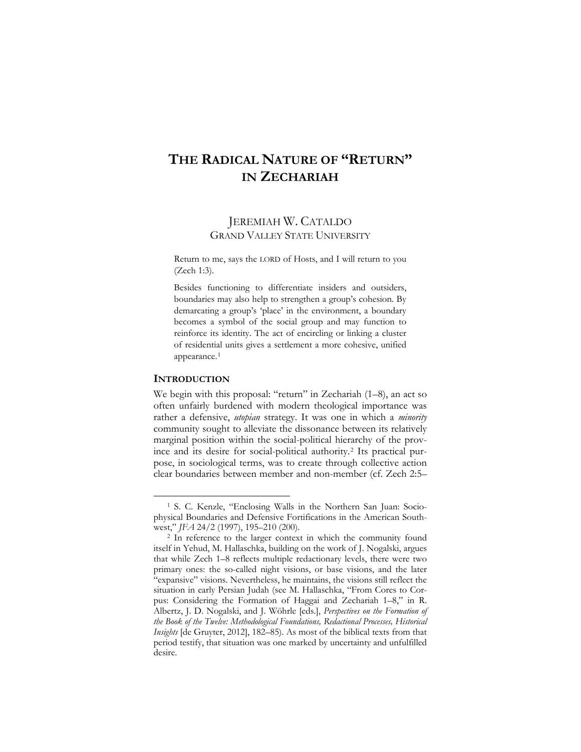# THE RADICAL NATURE OF "RETURN" IN ZECHARIAH

JEREMIAH W. CATALDO
GRAND VALLEY STATE UNIVERSITY

> Return to me, says the LORD of Hosts, and I will return to you (Zech 1:3).
>
> Besides functioning to differentiate insiders and outsiders, boundaries may also help to strengthen a group's cohesion. By demarcating a group's 'place' in the environment, a boundary becomes a symbol of the social group and may function to reinforce its identity. The act of encircling or linking a cluster of residential units gives a settlement a more cohesive, unified appearance.[1]

## INTRODUCTION

We begin with this proposal: "return" in Zechariah (1–8), an act so often unfairly burdened with modern theological importance was rather a defensive, *utopian* strategy. It was one in which a *minority* community sought to alleviate the dissonance between its relatively marginal position within the social-political hierarchy of the province and its desire for social-political authority.[2] Its practical purpose, in sociological terms, was to create through collective action clear boundaries between member and non-member (cf. Zech 2:5–

---

[1] S. C. Kenzle, "Enclosing Walls in the Northern San Juan: Sociophysical Boundaries and Defensive Fortifications in the American Southwest," *JFA* 24/2 (1997), 195–210 (200).

[2] In reference to the larger context in which the community found itself in Yehud, M. Hallaschka, building on the work of J. Nogalski, argues that while Zech 1–8 reflects multiple redactionary levels, there were two primary ones: the so-called night visions, or base visions, and the later "expansive" visions. Nevertheless, he maintains, the visions still reflect the situation in early Persian Judah (see M. Hallaschka, "From Cores to Corpus: Considering the Formation of Haggai and Zechariah 1–8," in R. Albertz, J. D. Nogalski, and J. Wöhrle [eds.], *Perspectives on the Formation of the Book of the Twelve: Methodological Foundations, Redactional Processes, Historical Insights* [de Gruyter, 2012], 182–85). As most of the biblical texts from that period testify, that situation was one marked by uncertainty and unfulfilled desire.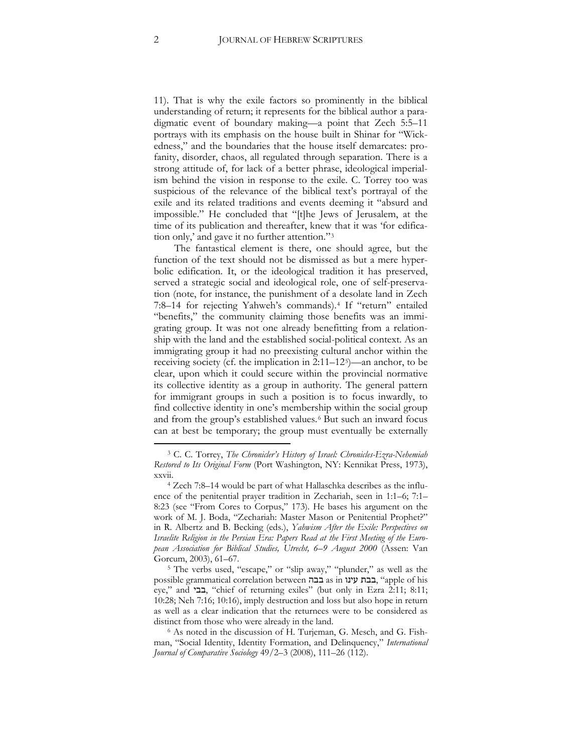11). That is why the exile factors so prominently in the biblical understanding of return; it represents for the biblical author a paradigmatic event of boundary making—a point that Zech 5:5–11 portrays with its emphasis on the house built in Shinar for "Wickedness," and the boundaries that the house itself demarcates: profanity, disorder, chaos, all regulated through separation. There is a strong attitude of, for lack of a better phrase, ideological imperialism behind the vision in response to the exile. C. Torrey too was suspicious of the relevance of the biblical text's portrayal of the exile and its related traditions and events deeming it "absurd and impossible." He concluded that "[t]he Jews of Jerusalem, at the time of its publication and thereafter, knew that it was 'for edification only,' and gave it no further attention."[3]

The fantastical element is there, one should agree, but the function of the text should not be dismissed as but a mere hyperbolic edification. It, or the ideological tradition it has preserved, served a strategic social and ideological role, one of self-preservation (note, for instance, the punishment of a desolate land in Zech 7:8–14 for rejecting Yahweh's commands).[4] If "return" entailed "benefits," the community claiming those benefits was an immigrating group. It was not one already benefitting from a relationship with the land and the established social-political context. As an immigrating group it had no preexisting cultural anchor within the receiving society (cf. the implication in 2:11–12[5])—an anchor, to be clear, upon which it could secure within the provincial normative its collective identity as a group in authority. The general pattern for immigrant groups in such a position is to focus inwardly, to find collective identity in one's membership within the social group and from the group's established values.[6] But such an inward focus can at best be temporary; the group must eventually be externally

---

[3] C. C. Torrey, *The Chronicler's History of Israel: Chronicles-Ezra-Nehemiah Restored to Its Original Form* (Port Washington, NY: Kennikat Press, 1973), xxvii.

[4] Zech 7:8–14 would be part of what Hallaschka describes as the influence of the penitential prayer tradition in Zechariah, seen in 1:1–6; 7:1–8:23 (see "From Cores to Corpus," 173). He bases his argument on the work of M. J. Boda, "Zechariah: Master Mason or Penitential Prophet?" in R. Albertz and B. Becking (eds.), *Yahwism After the Exile: Perspectives on Israelite Religion in the Persian Era: Papers Read at the First Meeting of the European Association for Biblical Studies, Utrecht, 6–9 August 2000* (Assen: Van Gorcum, 2003), 61–67.

[5] The verbs used, "escape," or "slip away," "plunder," as well as the possible grammatical correlation between בבה as in בבת עינו, "apple of his eye," and בבי, "chief of returning exiles" (but only in Ezra 2:11; 8:11; 10:28; Neh 7:16; 10:16), imply destruction and loss but also hope in return as well as a clear indication that the returnees were to be considered as distinct from those who were already in the land.

[6] As noted in the discussion of H. Turjeman, G. Mesch, and G. Fishman, "Social Identity, Identity Formation, and Delinquency," *International Journal of Comparative Sociology* 49/2–3 (2008), 111–26 (112).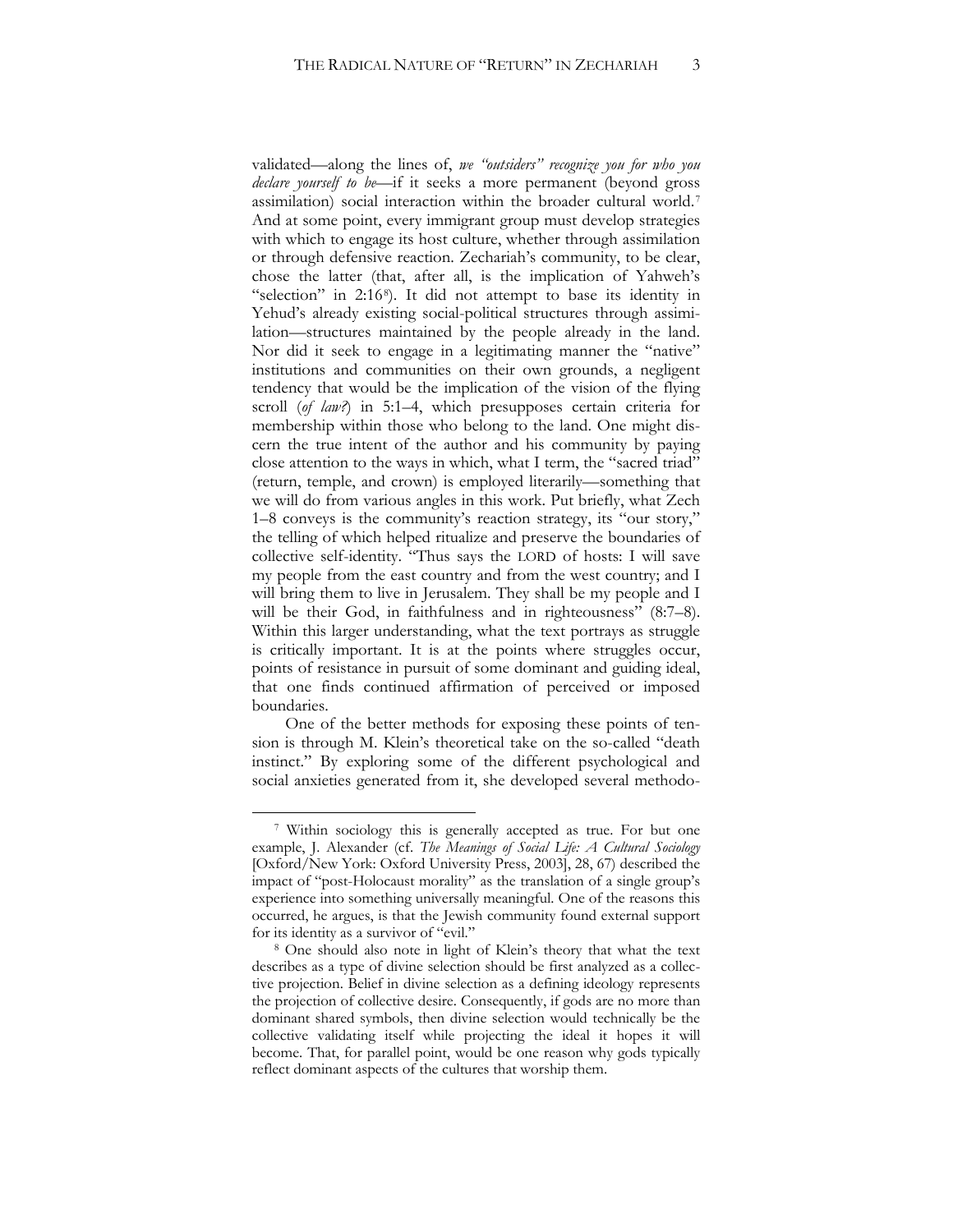validated—along the lines of, *we "outsiders" recognize you for who you declare yourself to be*—if it seeks a more permanent (beyond gross assimilation) social interaction within the broader cultural world.[7] And at some point, every immigrant group must develop strategies with which to engage its host culture, whether through assimilation or through defensive reaction. Zechariah's community, to be clear, chose the latter (that, after all, is the implication of Yahweh's "selection" in 2:16[8]). It did not attempt to base its identity in Yehud's already existing social-political structures through assimilation—structures maintained by the people already in the land. Nor did it seek to engage in a legitimating manner the "native" institutions and communities on their own grounds, a negligent tendency that would be the implication of the vision of the flying scroll (*of law?*) in 5:1–4, which presupposes certain criteria for membership within those who belong to the land. One might discern the true intent of the author and his community by paying close attention to the ways in which, what I term, the "sacred triad" (return, temple, and crown) is employed literarily—something that we will do from various angles in this work. Put briefly, what Zech 1–8 conveys is the community's reaction strategy, its "our story," the telling of which helped ritualize and preserve the boundaries of collective self-identity. "Thus says the LORD of hosts: I will save my people from the east country and from the west country; and I will bring them to live in Jerusalem. They shall be my people and I will be their God, in faithfulness and in righteousness" (8:7–8). Within this larger understanding, what the text portrays as struggle is critically important. It is at the points where struggles occur, points of resistance in pursuit of some dominant and guiding ideal, that one finds continued affirmation of perceived or imposed boundaries.

One of the better methods for exposing these points of tension is through M. Klein's theoretical take on the so-called "death instinct." By exploring some of the different psychological and social anxieties generated from it, she developed several methodo-

---

[7] Within sociology this is generally accepted as true. For but one example, J. Alexander (cf. *The Meanings of Social Life: A Cultural Sociology* [Oxford/New York: Oxford University Press, 2003], 28, 67) described the impact of "post-Holocaust morality" as the translation of a single group's experience into something universally meaningful. One of the reasons this occurred, he argues, is that the Jewish community found external support for its identity as a survivor of "evil."

[8] One should also note in light of Klein's theory that what the text describes as a type of divine selection should be first analyzed as a collective projection. Belief in divine selection as a defining ideology represents the projection of collective desire. Consequently, if gods are no more than dominant shared symbols, then divine selection would technically be the collective validating itself while projecting the ideal it hopes it will become. That, for parallel point, would be one reason why gods typically reflect dominant aspects of the cultures that worship them.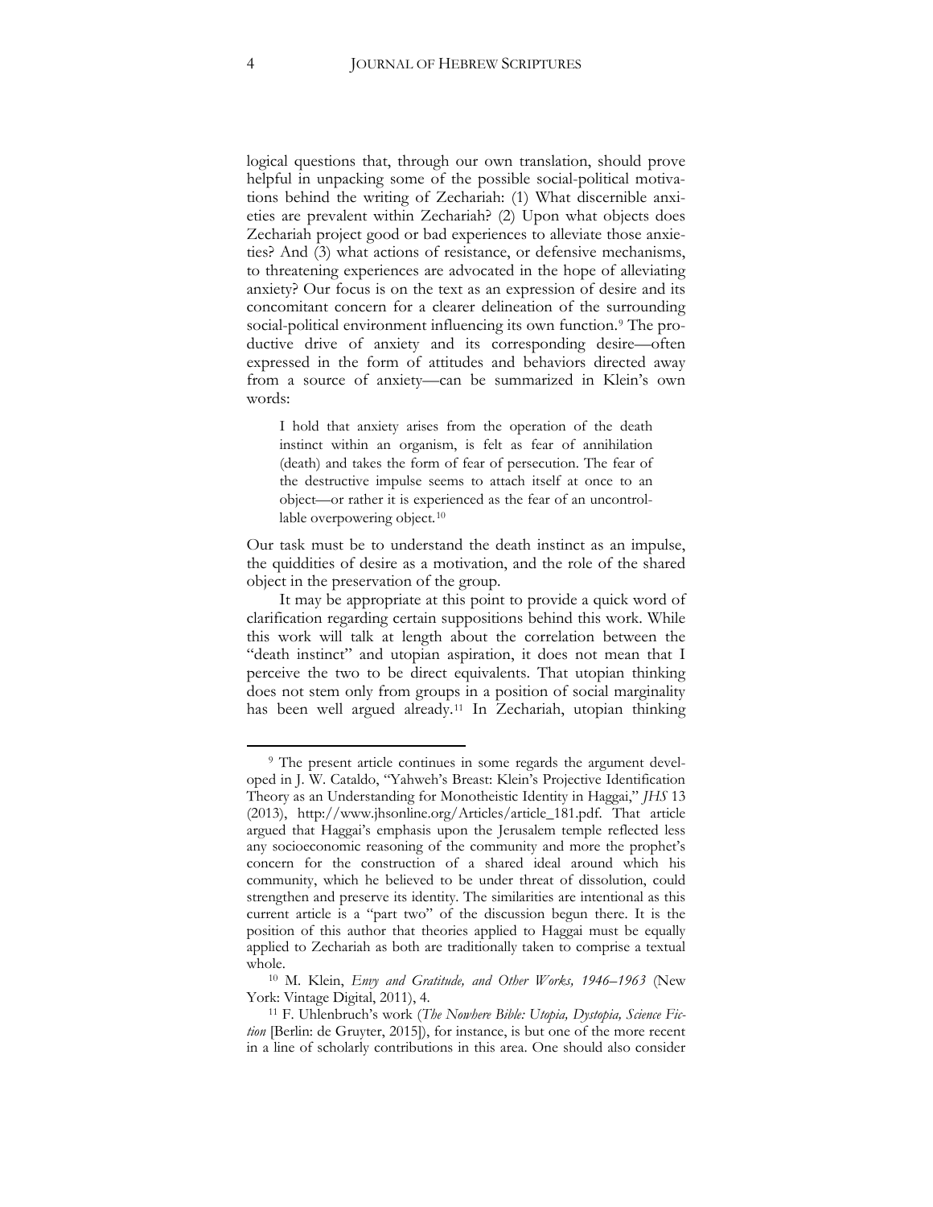logical questions that, through our own translation, should prove helpful in unpacking some of the possible social-political motivations behind the writing of Zechariah: (1) What discernible anxieties are prevalent within Zechariah? (2) Upon what objects does Zechariah project good or bad experiences to alleviate those anxieties? And (3) what actions of resistance, or defensive mechanisms, to threatening experiences are advocated in the hope of alleviating anxiety? Our focus is on the text as an expression of desire and its concomitant concern for a clearer delineation of the surrounding social-political environment influencing its own function.[9] The productive drive of anxiety and its corresponding desire—often expressed in the form of attitudes and behaviors directed away from a source of anxiety—can be summarized in Klein's own words:

> I hold that anxiety arises from the operation of the death instinct within an organism, is felt as fear of annihilation (death) and takes the form of fear of persecution. The fear of the destructive impulse seems to attach itself at once to an object—or rather it is experienced as the fear of an uncontrollable overpowering object.[10]

Our task must be to understand the death instinct as an impulse, the quiddities of desire as a motivation, and the role of the shared object in the preservation of the group.

It may be appropriate at this point to provide a quick word of clarification regarding certain suppositions behind this work. While this work will talk at length about the correlation between the "death instinct" and utopian aspiration, it does not mean that I perceive the two to be direct equivalents. That utopian thinking does not stem only from groups in a position of social marginality has been well argued already.[11] In Zechariah, utopian thinking

---

[9] The present article continues in some regards the argument developed in J. W. Cataldo, "Yahweh's Breast: Klein's Projective Identification Theory as an Understanding for Monotheistic Identity in Haggai," *JHS* 13 (2013), http://www.jhsonline.org/Articles/article_181.pdf. That article argued that Haggai's emphasis upon the Jerusalem temple reflected less any socioeconomic reasoning of the community and more the prophet's concern for the construction of a shared ideal around which his community, which he believed to be under threat of dissolution, could strengthen and preserve its identity. The similarities are intentional as this current article is a "part two" of the discussion begun there. It is the position of this author that theories applied to Haggai must be equally applied to Zechariah as both are traditionally taken to comprise a textual whole.

[10] M. Klein, *Envy and Gratitude, and Other Works, 1946–1963* (New York: Vintage Digital, 2011), 4.

[11] F. Uhlenbruch's work (*The Nowhere Bible: Utopia, Dystopia, Science Fiction* [Berlin: de Gruyter, 2015]), for instance, is but one of the more recent in a line of scholarly contributions in this area. One should also consider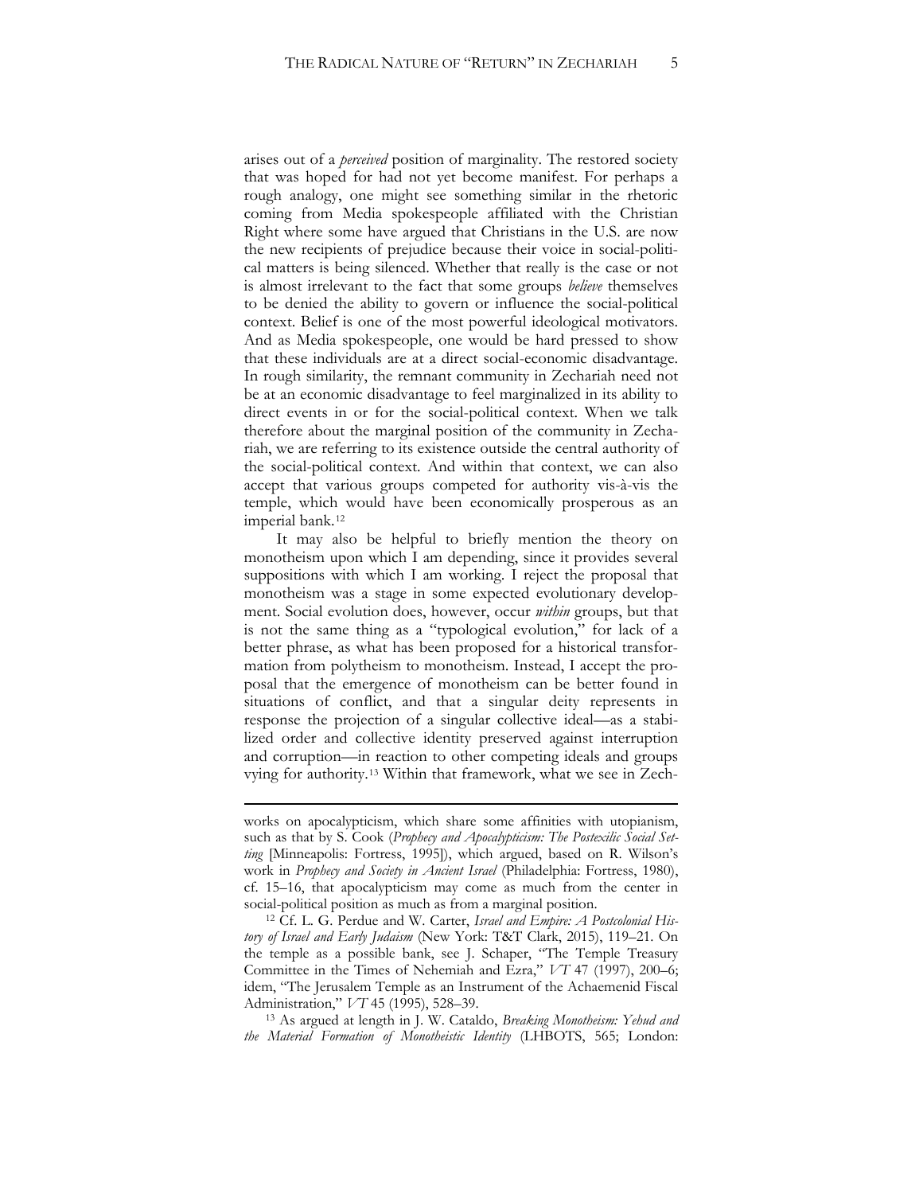arises out of a *perceived* position of marginality. The restored society that was hoped for had not yet become manifest. For perhaps a rough analogy, one might see something similar in the rhetoric coming from Media spokespeople affiliated with the Christian Right where some have argued that Christians in the U.S. are now the new recipients of prejudice because their voice in social-political matters is being silenced. Whether that really is the case or not is almost irrelevant to the fact that some groups *believe* themselves to be denied the ability to govern or influence the social-political context. Belief is one of the most powerful ideological motivators. And as Media spokespeople, one would be hard pressed to show that these individuals are at a direct social-economic disadvantage. In rough similarity, the remnant community in Zechariah need not be at an economic disadvantage to feel marginalized in its ability to direct events in or for the social-political context. When we talk therefore about the marginal position of the community in Zechariah, we are referring to its existence outside the central authority of the social-political context. And within that context, we can also accept that various groups competed for authority vis-à-vis the temple, which would have been economically prosperous as an imperial bank.[12]

It may also be helpful to briefly mention the theory on monotheism upon which I am depending, since it provides several suppositions with which I am working. I reject the proposal that monotheism was a stage in some expected evolutionary development. Social evolution does, however, occur *within* groups, but that is not the same thing as a "typological evolution," for lack of a better phrase, as what has been proposed for a historical transformation from polytheism to monotheism. Instead, I accept the proposal that the emergence of monotheism can be better found in situations of conflict, and that a singular deity represents in response the projection of a singular collective ideal—as a stabilized order and collective identity preserved against interruption and corruption—in reaction to other competing ideals and groups vying for authority.[13] Within that framework, what we see in Zech-

---

works on apocalypticism, which share some affinities with utopianism, such as that by S. Cook (*Prophecy and Apocalypticism: The Postexilic Social Setting* [Minneapolis: Fortress, 1995]), which argued, based on R. Wilson's work in *Prophecy and Society in Ancient Israel* (Philadelphia: Fortress, 1980), cf. 15–16, that apocalypticism may come as much from the center in social-political position as much as from a marginal position.

[12] Cf. L. G. Perdue and W. Carter, *Israel and Empire: A Postcolonial History of Israel and Early Judaism* (New York: T&T Clark, 2015), 119–21. On the temple as a possible bank, see J. Schaper, "The Temple Treasury Committee in the Times of Nehemiah and Ezra," *VT* 47 (1997), 200–6; idem, "The Jerusalem Temple as an Instrument of the Achaemenid Fiscal Administration," *VT* 45 (1995), 528–39.

[13] As argued at length in J. W. Cataldo, *Breaking Monotheism: Yehud and the Material Formation of Monotheistic Identity* (LHBOTS, 565; London: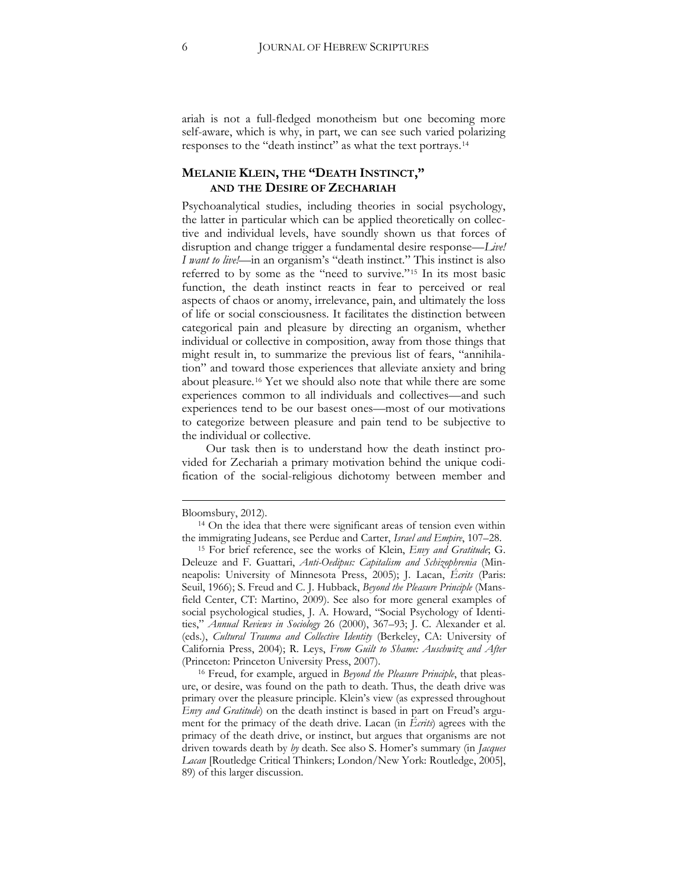ariah is not a full-fledged monotheism but one becoming more self-aware, which is why, in part, we can see such varied polarizing responses to the "death instinct" as what the text portrays.[14]

## MELANIE KLEIN, THE "DEATH INSTINCT," AND THE DESIRE OF ZECHARIAH

Psychoanalytical studies, including theories in social psychology, the latter in particular which can be applied theoretically on collective and individual levels, have soundly shown us that forces of disruption and change trigger a fundamental desire response—*Live! I want to live!*—in an organism's "death instinct." This instinct is also referred to by some as the "need to survive."[15] In its most basic function, the death instinct reacts in fear to perceived or real aspects of chaos or anomy, irrelevance, pain, and ultimately the loss of life or social consciousness. It facilitates the distinction between categorical pain and pleasure by directing an organism, whether individual or collective in composition, away from those things that might result in, to summarize the previous list of fears, "annihilation" and toward those experiences that alleviate anxiety and bring about pleasure.[16] Yet we should also note that while there are some experiences common to all individuals and collectives—and such experiences tend to be our basest ones—most of our motivations to categorize between pleasure and pain tend to be subjective to the individual or collective.

Our task then is to understand how the death instinct provided for Zechariah a primary motivation behind the unique codification of the social-religious dichotomy between member and

---

Bloomsbury, 2012).

[14] On the idea that there were significant areas of tension even within the immigrating Judeans, see Perdue and Carter, *Israel and Empire*, 107–28.

[15] For brief reference, see the works of Klein, *Envy and Gratitude*; G. Deleuze and F. Guattari, *Anti-Oedipus: Capitalism and Schizophrenia* (Minneapolis: University of Minnesota Press, 2005); J. Lacan, *Écrits* (Paris: Seuil, 1966); S. Freud and C. J. Hubback, *Beyond the Pleasure Principle* (Mansfield Center, CT: Martino, 2009). See also for more general examples of social psychological studies, J. A. Howard, "Social Psychology of Identities," *Annual Reviews in Sociology* 26 (2000), 367–93; J. C. Alexander et al. (eds.), *Cultural Trauma and Collective Identity* (Berkeley, CA: University of California Press, 2004); R. Leys, *From Guilt to Shame: Auschwitz and After* (Princeton: Princeton University Press, 2007).

[16] Freud, for example, argued in *Beyond the Pleasure Principle*, that pleasure, or desire, was found on the path to death. Thus, the death drive was primary over the pleasure principle. Klein's view (as expressed throughout *Envy and Gratitude*) on the death instinct is based in part on Freud's argument for the primacy of the death drive. Lacan (in *Écrits*) agrees with the primacy of the death drive, or instinct, but argues that organisms are not driven towards death by *by* death. See also S. Homer's summary (in *Jacques Lacan* [Routledge Critical Thinkers; London/New York: Routledge, 2005], 89) of this larger discussion.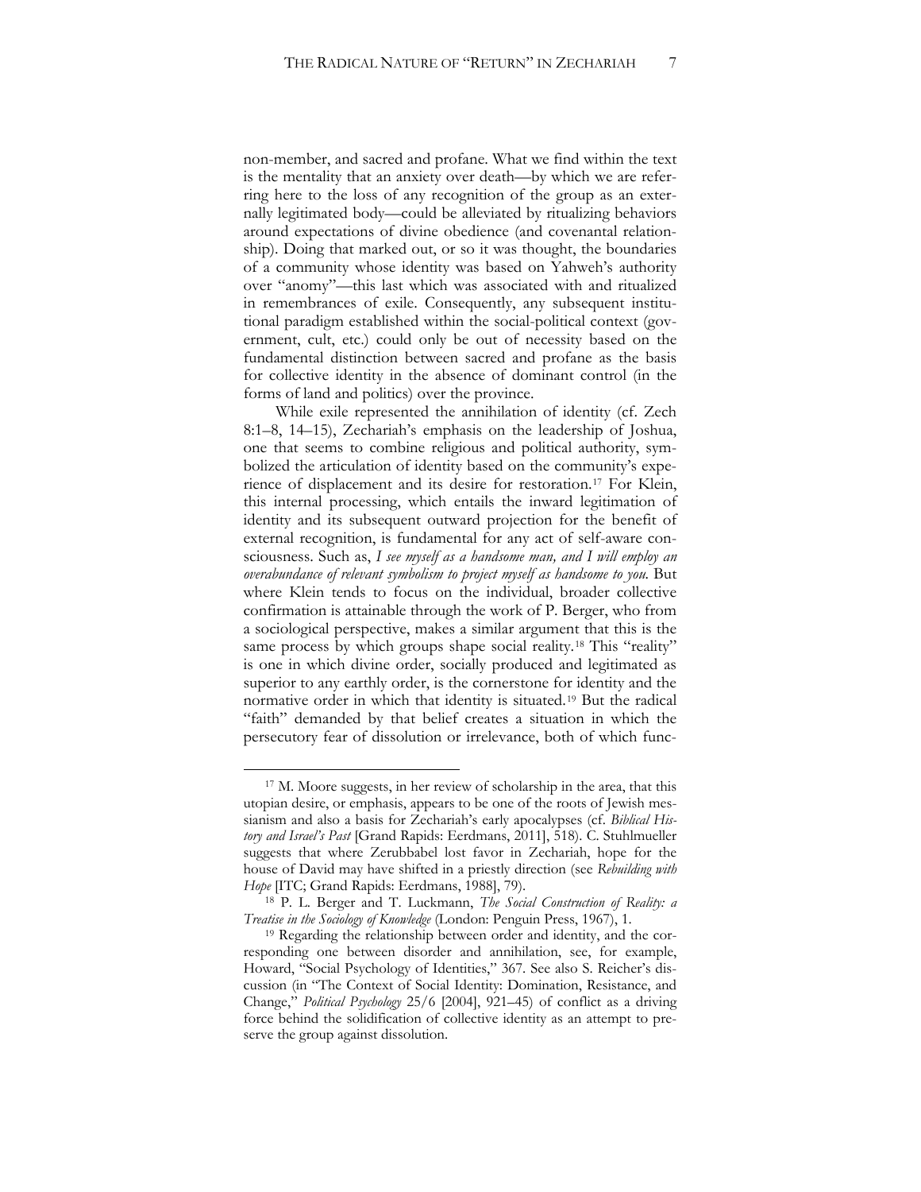non-member, and sacred and profane. What we find within the text is the mentality that an anxiety over death—by which we are referring here to the loss of any recognition of the group as an externally legitimated body—could be alleviated by ritualizing behaviors around expectations of divine obedience (and covenantal relationship). Doing that marked out, or so it was thought, the boundaries of a community whose identity was based on Yahweh's authority over "anomy"—this last which was associated with and ritualized in remembrances of exile. Consequently, any subsequent institutional paradigm established within the social-political context (government, cult, etc.) could only be out of necessity based on the fundamental distinction between sacred and profane as the basis for collective identity in the absence of dominant control (in the forms of land and politics) over the province.

While exile represented the annihilation of identity (cf. Zech 8:1–8, 14–15), Zechariah's emphasis on the leadership of Joshua, one that seems to combine religious and political authority, symbolized the articulation of identity based on the community's experience of displacement and its desire for restoration.[17] For Klein, this internal processing, which entails the inward legitimation of identity and its subsequent outward projection for the benefit of external recognition, is fundamental for any act of self-aware consciousness. Such as, *I see myself as a handsome man, and I will employ an overabundance of relevant symbolism to project myself as handsome to you.* But where Klein tends to focus on the individual, broader collective confirmation is attainable through the work of P. Berger, who from a sociological perspective, makes a similar argument that this is the same process by which groups shape social reality.[18] This "reality" is one in which divine order, socially produced and legitimated as superior to any earthly order, is the cornerstone for identity and the normative order in which that identity is situated.[19] But the radical "faith" demanded by that belief creates a situation in which the persecutory fear of dissolution or irrelevance, both of which func-

---

[17] M. Moore suggests, in her review of scholarship in the area, that this utopian desire, or emphasis, appears to be one of the roots of Jewish messianism and also a basis for Zechariah's early apocalypses (cf. *Biblical History and Israel's Past* [Grand Rapids: Eerdmans, 2011], 518). C. Stuhlmueller suggests that where Zerubbabel lost favor in Zechariah, hope for the house of David may have shifted in a priestly direction (see *Rebuilding with Hope* [ITC; Grand Rapids: Eerdmans, 1988], 79).

[18] P. L. Berger and T. Luckmann, *The Social Construction of Reality: a Treatise in the Sociology of Knowledge* (London: Penguin Press, 1967), 1.

[19] Regarding the relationship between order and identity, and the corresponding one between disorder and annihilation, see, for example, Howard, "Social Psychology of Identities," 367. See also S. Reicher's discussion (in "The Context of Social Identity: Domination, Resistance, and Change," *Political Psychology* 25/6 [2004], 921–45) of conflict as a driving force behind the solidification of collective identity as an attempt to preserve the group against dissolution.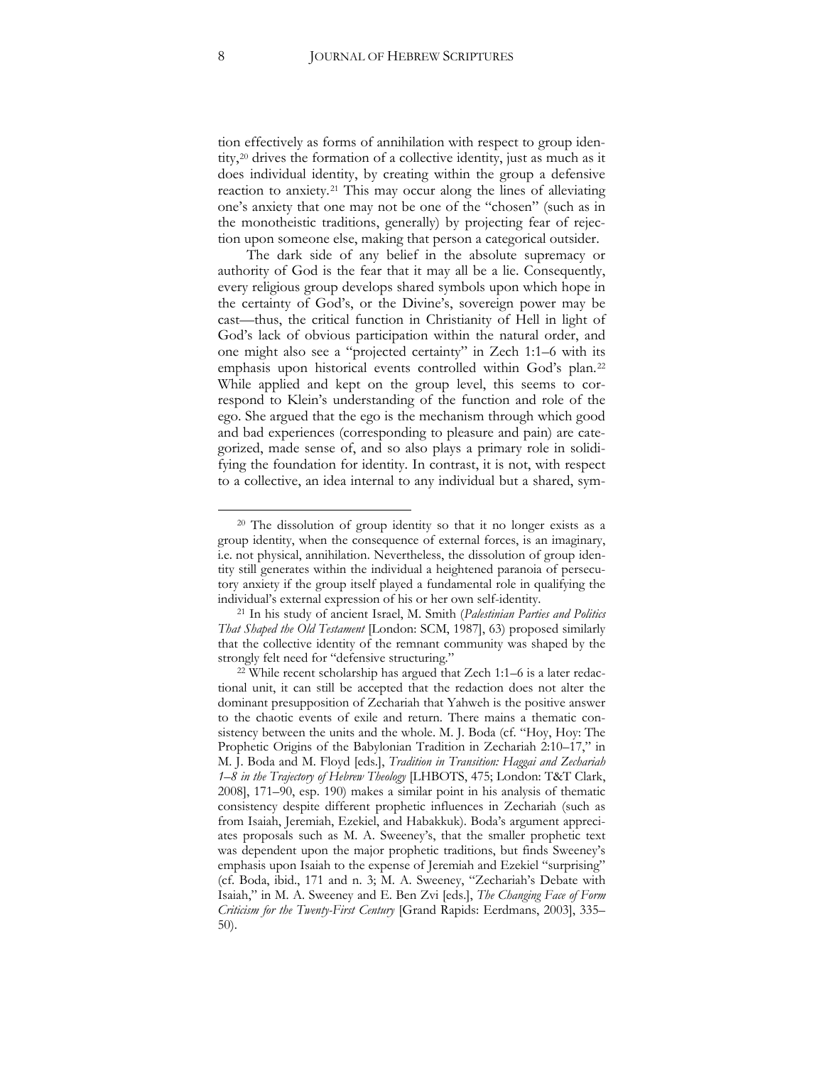tion effectively as forms of annihilation with respect to group identity,[20] drives the formation of a collective identity, just as much as it does individual identity, by creating within the group a defensive reaction to anxiety.[21] This may occur along the lines of alleviating one's anxiety that one may not be one of the "chosen" (such as in the monotheistic traditions, generally) by projecting fear of rejection upon someone else, making that person a categorical outsider.

The dark side of any belief in the absolute supremacy or authority of God is the fear that it may all be a lie. Consequently, every religious group develops shared symbols upon which hope in the certainty of God's, or the Divine's, sovereign power may be cast—thus, the critical function in Christianity of Hell in light of God's lack of obvious participation within the natural order, and one might also see a "projected certainty" in Zech 1:1–6 with its emphasis upon historical events controlled within God's plan.[22] While applied and kept on the group level, this seems to correspond to Klein's understanding of the function and role of the ego. She argued that the ego is the mechanism through which good and bad experiences (corresponding to pleasure and pain) are categorized, made sense of, and so also plays a primary role in solidifying the foundation for identity. In contrast, it is not, with respect to a collective, an idea internal to any individual but a shared, sym-

---

[20] The dissolution of group identity so that it no longer exists as a group identity, when the consequence of external forces, is an imaginary, i.e. not physical, annihilation. Nevertheless, the dissolution of group identity still generates within the individual a heightened paranoia of persecutory anxiety if the group itself played a fundamental role in qualifying the individual's external expression of his or her own self-identity.

[21] In his study of ancient Israel, M. Smith (*Palestinian Parties and Politics That Shaped the Old Testament* [London: SCM, 1987], 63) proposed similarly that the collective identity of the remnant community was shaped by the strongly felt need for "defensive structuring."

[22] While recent scholarship has argued that Zech 1:1–6 is a later redactional unit, it can still be accepted that the redaction does not alter the dominant presupposition of Zechariah that Yahweh is the positive answer to the chaotic events of exile and return. There mains a thematic consistency between the units and the whole. M. J. Boda (cf. "Hoy, Hoy: The Prophetic Origins of the Babylonian Tradition in Zechariah 2:10–17," in M. J. Boda and M. Floyd [eds.], *Tradition in Transition: Haggai and Zechariah 1–8 in the Trajectory of Hebrew Theology* [LHBOTS, 475; London: T&T Clark, 2008], 171–90, esp. 190) makes a similar point in his analysis of thematic consistency despite different prophetic influences in Zechariah (such as from Isaiah, Jeremiah, Ezekiel, and Habakkuk). Boda's argument appreciates proposals such as M. A. Sweeney's, that the smaller prophetic text was dependent upon the major prophetic traditions, but finds Sweeney's emphasis upon Isaiah to the expense of Jeremiah and Ezekiel "surprising" (cf. Boda, ibid., 171 and n. 3; M. A. Sweeney, "Zechariah's Debate with Isaiah," in M. A. Sweeney and E. Ben Zvi [eds.], *The Changing Face of Form Criticism for the Twenty-First Century* [Grand Rapids: Eerdmans, 2003], 335–50).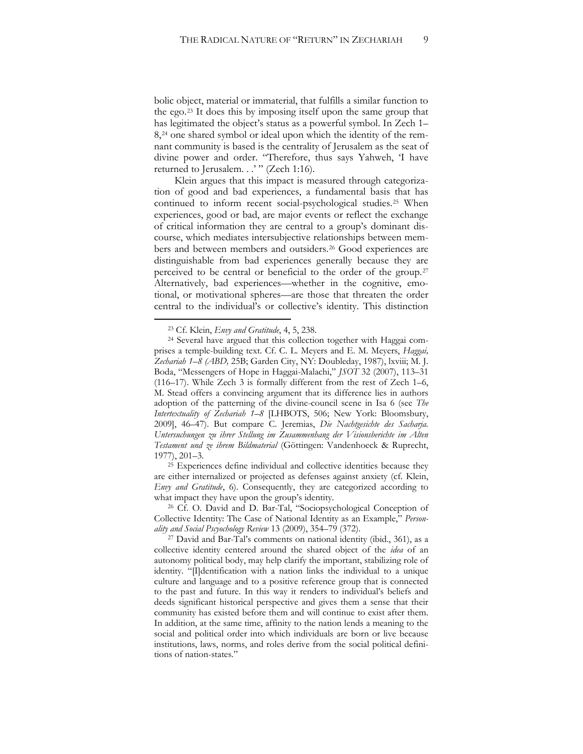bolic object, material or immaterial, that fulfills a similar function to the ego.[23] It does this by imposing itself upon the same group that has legitimated the object's status as a powerful symbol. In Zech 1–8,[24] one shared symbol or ideal upon which the identity of the remnant community is based is the centrality of Jerusalem as the seat of divine power and order. "Therefore, thus says Yahweh, 'I have returned to Jerusalem. . .' " (Zech 1:16).

Klein argues that this impact is measured through categorization of good and bad experiences, a fundamental basis that has continued to inform recent social-psychological studies.[25] When experiences, good or bad, are major events or reflect the exchange of critical information they are central to a group's dominant discourse, which mediates intersubjective relationships between members and between members and outsiders.[26] Good experiences are distinguishable from bad experiences generally because they are perceived to be central or beneficial to the order of the group.[27] Alternatively, bad experiences—whether in the cognitive, emotional, or motivational spheres—are those that threaten the order central to the individual's or collective's identity. This distinction

---

[23] Cf. Klein, *Envy and Gratitude*, 4, 5, 238.

[24] Several have argued that this collection together with Haggai comprises a temple-building text. Cf. C. L. Meyers and E. M. Meyers, *Haggai, Zechariah 1–8 (ABD,* 25B; Garden City, NY: Doubleday, 1987), lxviii; M. J. Boda, "Messengers of Hope in Haggai-Malachi," *JSOT* 32 (2007), 113–31 (116–17). While Zech 3 is formally different from the rest of Zech 1–6, M. Stead offers a convincing argument that its difference lies in authors adoption of the patterning of the divine-council scene in Isa 6 (see *The Intertextuality of Zechariah 1–8* [LHBOTS, 506; New York: Bloomsbury, 2009], 46–47). But compare C. Jeremias, *Die Nachtgesichte des Sacharja. Untersuchungen zu ihrer Stellung im Zusammenhang der Visionsberichte im Alten Testament und ze ihrem Bildmaterial* (Göttingen: Vandenhoeck & Ruprecht, 1977), 201–3.

[25] Experiences define individual and collective identities because they are either internalized or projected as defenses against anxiety (cf. Klein, *Envy and Gratitude*, 6). Consequently, they are categorized according to what impact they have upon the group's identity.

[26] Cf. O. David and D. Bar-Tal, "Sociopsychological Conception of Collective Identity: The Case of National Identity as an Example," *Personality and Social Pscyochology Review* 13 (2009), 354–79 (372).

[27] David and Bar-Tal's comments on national identity (ibid., 361), as a collective identity centered around the shared object of the *idea* of an autonomy political body, may help clarify the important, stabilizing role of identity. "[I]dentification with a nation links the individual to a unique culture and language and to a positive reference group that is connected to the past and future. In this way it renders to individual's beliefs and deeds significant historical perspective and gives them a sense that their community has existed before them and will continue to exist after them. In addition, at the same time, affinity to the nation lends a meaning to the social and political order into which individuals are born or live because institutions, laws, norms, and roles derive from the social political definitions of nation-states."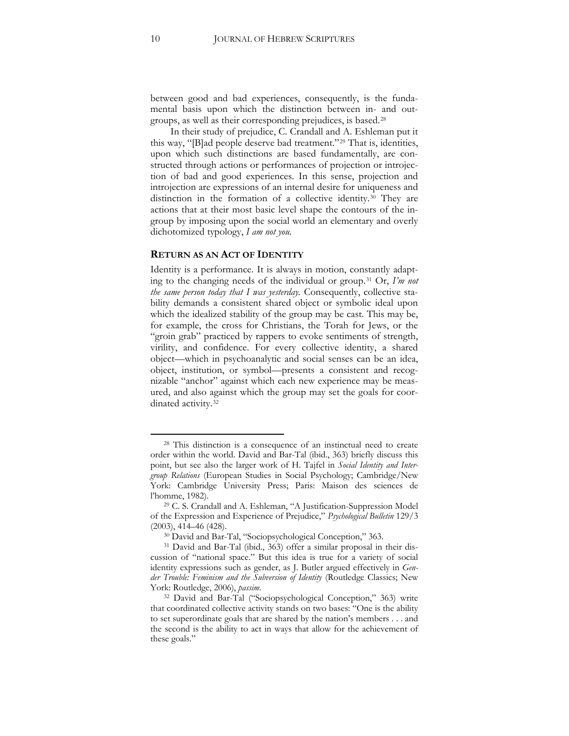between good and bad experiences, consequently, is the fundamental basis upon which the distinction between in- and out-groups, as well as their corresponding prejudices, is based.[28]

In their study of prejudice, C. Crandall and A. Eshleman put it this way, "[B]ad people deserve bad treatment."[29] That is, identities, upon which such distinctions are based fundamentally, are constructed through actions or performances of projection or introjection of bad and good experiences. In this sense, projection and introjection are expressions of an internal desire for uniqueness and distinction in the formation of a collective identity.[30] They are actions that at their most basic level shape the contours of the in-group by imposing upon the social world an elementary and overly dichotomized typology, *I am not you.*

## RETURN AS AN ACT OF IDENTITY

Identity is a performance. It is always in motion, constantly adapting to the changing needs of the individual or group.[31] Or, *I'm not the same person today that I was yesterday.* Consequently, collective stability demands a consistent shared object or symbolic ideal upon which the idealized stability of the group may be cast. This may be, for example, the cross for Christians, the Torah for Jews, or the "groin grab" practiced by rappers to evoke sentiments of strength, virility, and confidence. For every collective identity, a shared object—which in psychoanalytic and social senses can be an idea, object, institution, or symbol—presents a consistent and recognizable "anchor" against which each new experience may be measured, and also against which the group may set the goals for coordinated activity.[32]

---

[28] This distinction is a consequence of an instinctual need to create order within the world. David and Bar-Tal (ibid., 363) briefly discuss this point, but see also the larger work of H. Tajfel in *Social Identity and Intergroup Relations* (European Studies in Social Psychology; Cambridge/New York: Cambridge University Press; Paris: Maison des sciences de l'homme, 1982).

[29] C. S. Crandall and A. Eshleman, "A Justification-Suppression Model of the Expression and Experience of Prejudice," *Psychological Bulletin* 129/3 (2003), 414–46 (428).

[30] David and Bar-Tal, "Sociopsychological Conception," 363.

[31] David and Bar-Tal (ibid., 363) offer a similar proposal in their discussion of "national space." But this idea is true for a variety of social identity expressions such as gender, as J. Butler argued effectively in *Gender Trouble: Feminism and the Subversion of Identity* (Routledge Classics; New York: Routledge, 2006), *passim*.

[32] David and Bar-Tal ("Sociopsychological Conception," 363) write that coordinated collective activity stands on two bases: "One is the ability to set superordinate goals that are shared by the nation's members . . . and the second is the ability to act in ways that allow for the achievement of these goals."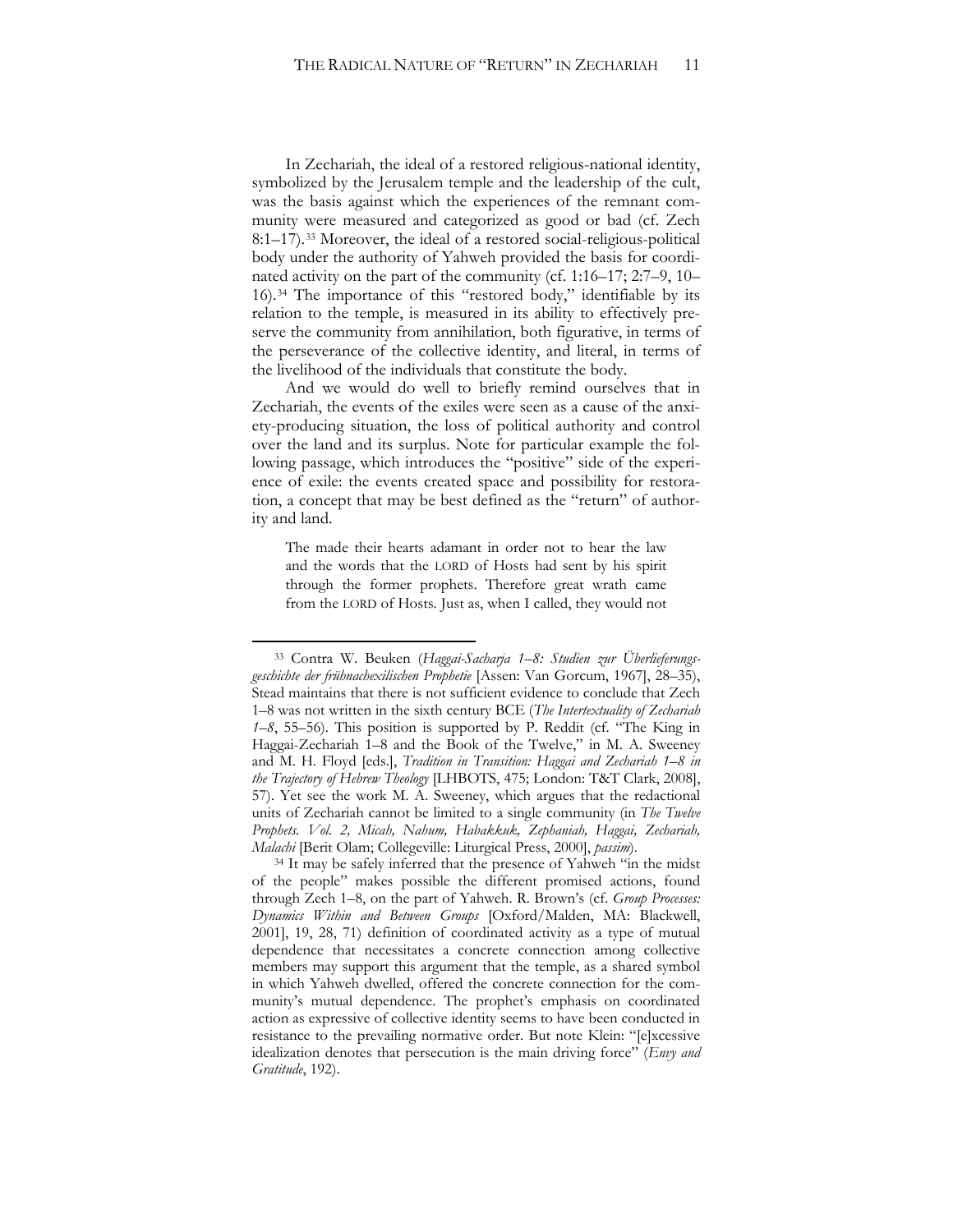In Zechariah, the ideal of a restored religious-national identity, symbolized by the Jerusalem temple and the leadership of the cult, was the basis against which the experiences of the remnant community were measured and categorized as good or bad (cf. Zech 8:1–17).[33] Moreover, the ideal of a restored social-religious-political body under the authority of Yahweh provided the basis for coordinated activity on the part of the community (cf. 1:16–17; 2:7–9, 10–16).[34] The importance of this "restored body," identifiable by its relation to the temple, is measured in its ability to effectively preserve the community from annihilation, both figurative, in terms of the perseverance of the collective identity, and literal, in terms of the livelihood of the individuals that constitute the body.

And we would do well to briefly remind ourselves that in Zechariah, the events of the exiles were seen as a cause of the anxiety-producing situation, the loss of political authority and control over the land and its surplus. Note for particular example the following passage, which introduces the "positive" side of the experience of exile: the events created space and possibility for restoration, a concept that may be best defined as the "return" of authority and land.

> The made their hearts adamant in order not to hear the law and the words that the LORD of Hosts had sent by his spirit through the former prophets. Therefore great wrath came from the LORD of Hosts. Just as, when I called, they would not

---

[33] Contra W. Beuken (*Haggai-Sacharja 1–8: Studien zur Überlieferungsgeschichte der frühnachexilischen Prophetie* [Assen: Van Gorcum, 1967], 28–35), Stead maintains that there is not sufficient evidence to conclude that Zech 1–8 was not written in the sixth century BCE (*The Intertextuality of Zechariah 1–8*, 55–56). This position is supported by P. Reddit (cf. "The King in Haggai-Zechariah 1–8 and the Book of the Twelve," in M. A. Sweeney and M. H. Floyd [eds.], *Tradition in Transition: Haggai and Zechariah 1–8 in the Trajectory of Hebrew Theology* [LHBOTS, 475; London: T&T Clark, 2008], 57). Yet see the work M. A. Sweeney, which argues that the redactional units of Zechariah cannot be limited to a single community (in *The Twelve Prophets. Vol. 2, Micah, Nahum, Habakkuk, Zephaniah, Haggai, Zechariah, Malachi* [Berit Olam; Collegeville: Liturgical Press, 2000], *passim*).

[34] It may be safely inferred that the presence of Yahweh "in the midst of the people" makes possible the different promised actions, found through Zech 1–8, on the part of Yahweh. R. Brown's (cf. *Group Processes: Dynamics Within and Between Groups* [Oxford/Malden, MA: Blackwell, 2001], 19, 28, 71) definition of coordinated activity as a type of mutual dependence that necessitates a concrete connection among collective members may support this argument that the temple, as a shared symbol in which Yahweh dwelled, offered the concrete connection for the community's mutual dependence. The prophet's emphasis on coordinated action as expressive of collective identity seems to have been conducted in resistance to the prevailing normative order. But note Klein: "[e]xcessive idealization denotes that persecution is the main driving force" (*Envy and Gratitude*, 192).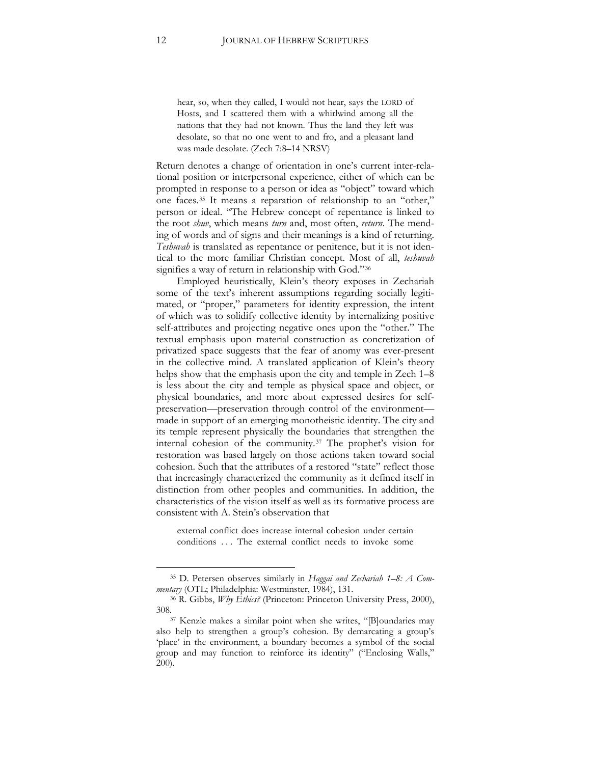> hear, so, when they called, I would not hear, says the LORD of Hosts, and I scattered them with a whirlwind among all the nations that they had not known. Thus the land they left was desolate, so that no one went to and fro, and a pleasant land was made desolate. (Zech 7:8–14 NRSV)

Return denotes a change of orientation in one's current inter-relational position or interpersonal experience, either of which can be prompted in response to a person or idea as "object" toward which one faces.[35] It means a reparation of relationship to an "other," person or ideal. "The Hebrew concept of repentance is linked to the root *shuv*, which means *turn* and, most often, *return*. The mending of words and of signs and their meanings is a kind of returning. *Teshuvah* is translated as repentance or penitence, but it is not identical to the more familiar Christian concept. Most of all, *teshuvah* signifies a way of return in relationship with God."[36]

Employed heuristically, Klein's theory exposes in Zechariah some of the text's inherent assumptions regarding socially legitimated, or "proper," parameters for identity expression, the intent of which was to solidify collective identity by internalizing positive self-attributes and projecting negative ones upon the "other." The textual emphasis upon material construction as concretization of privatized space suggests that the fear of anomy was ever-present in the collective mind. A translated application of Klein's theory helps show that the emphasis upon the city and temple in Zech 1–8 is less about the city and temple as physical space and object, or physical boundaries, and more about expressed desires for self-preservation—preservation through control of the environment—made in support of an emerging monotheistic identity. The city and its temple represent physically the boundaries that strengthen the internal cohesion of the community.[37] The prophet's vision for restoration was based largely on those actions taken toward social cohesion. Such that the attributes of a restored "state" reflect those that increasingly characterized the community as it defined itself in distinction from other peoples and communities. In addition, the characteristics of the vision itself as well as its formative process are consistent with A. Stein's observation that

> external conflict does increase internal cohesion under certain conditions . . . The external conflict needs to invoke some

---

[35] D. Petersen observes similarly in *Haggai and Zechariah 1–8: A Commentary* (OTL; Philadelphia: Westminster, 1984), 131.

[36] R. Gibbs, *Why Ethics?* (Princeton: Princeton University Press, 2000), 308.

[37] Kenzle makes a similar point when she writes, "[B]oundaries may also help to strengthen a group's cohesion. By demarcating a group's 'place' in the environment, a boundary becomes a symbol of the social group and may function to reinforce its identity" ("Enclosing Walls," 200).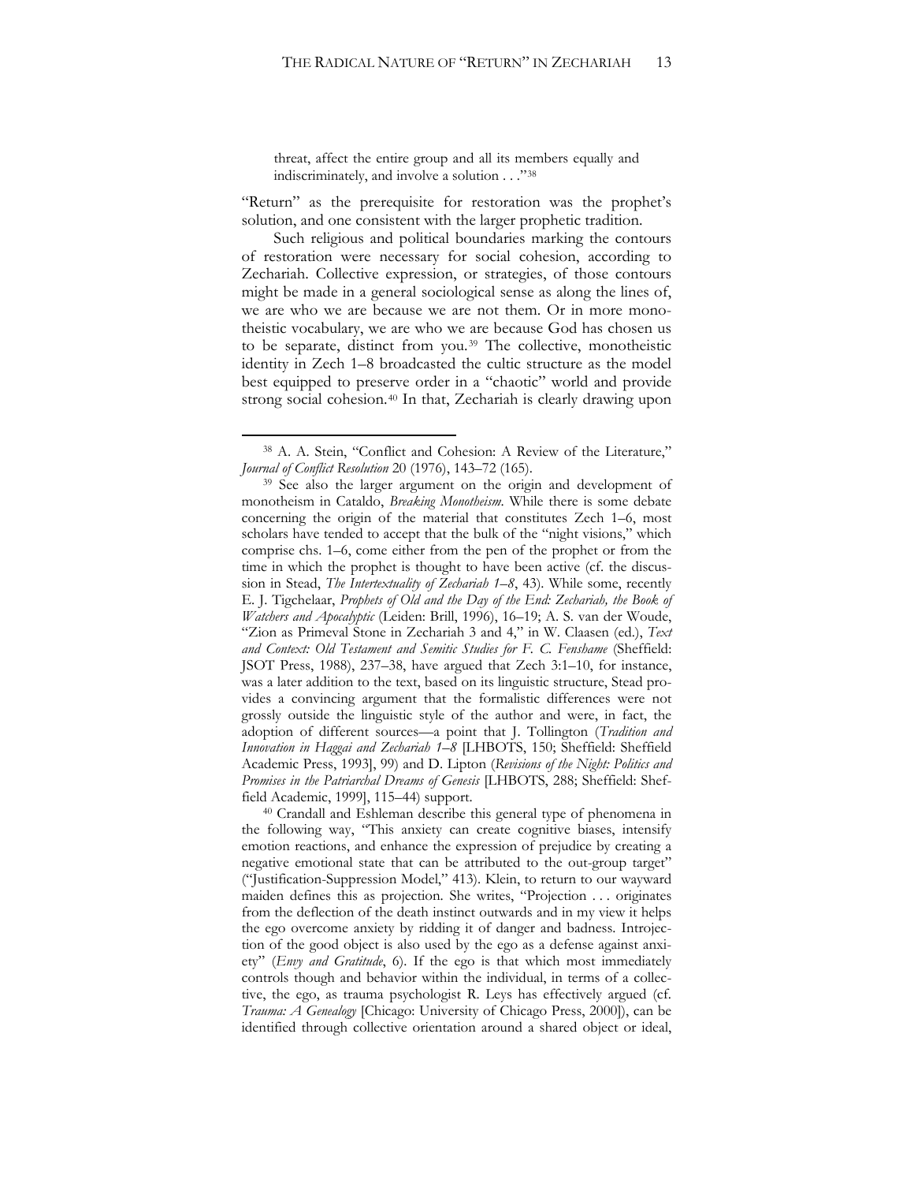threat, affect the entire group and all its members equally and indiscriminately, and involve a solution . . ."[38]

"Return" as the prerequisite for restoration was the prophet's solution, and one consistent with the larger prophetic tradition.

Such religious and political boundaries marking the contours of restoration were necessary for social cohesion, according to Zechariah. Collective expression, or strategies, of those contours might be made in a general sociological sense as along the lines of, we are who we are because we are not them. Or in more monotheistic vocabulary, we are who we are because God has chosen us to be separate, distinct from you.[39] The collective, monotheistic identity in Zech 1–8 broadcasted the cultic structure as the model best equipped to preserve order in a "chaotic" world and provide strong social cohesion.[40] In that, Zechariah is clearly drawing upon

---

[38] A. A. Stein, "Conflict and Cohesion: A Review of the Literature," *Journal of Conflict Resolution* 20 (1976), 143–72 (165).

[39] See also the larger argument on the origin and development of monotheism in Cataldo, *Breaking Monotheism*. While there is some debate concerning the origin of the material that constitutes Zech 1–6, most scholars have tended to accept that the bulk of the "night visions," which comprise chs. 1–6, come either from the pen of the prophet or from the time in which the prophet is thought to have been active (cf. the discussion in Stead, *The Intertextuality of Zechariah 1–8*, 43). While some, recently E. J. Tigchelaar, *Prophets of Old and the Day of the End: Zechariah, the Book of Watchers and Apocalyptic* (Leiden: Brill, 1996), 16–19; A. S. van der Woude, "Zion as Primeval Stone in Zechariah 3 and 4," in W. Claasen (ed.), *Text and Context: Old Testament and Semitic Studies for F. C. Fensham* (Sheffield: JSOT Press, 1988), 237–38, have argued that Zech 3:1–10, for instance, was a later addition to the text, based on its linguistic structure, Stead provides a convincing argument that the formalistic differences were not grossly outside the linguistic style of the author and were, in fact, the adoption of different sources—a point that J. Tollington (*Tradition and Innovation in Haggai and Zechariah 1–8* [LHBOTS, 150; Sheffield: Sheffield Academic Press, 1993], 99) and D. Lipton (*Revisions of the Night: Politics and Promises in the Patriarchal Dreams of Genesis* [LHBOTS, 288; Sheffield: Sheffield Academic, 1999], 115–44) support.

[40] Crandall and Eshleman describe this general type of phenomena in the following way, "This anxiety can create cognitive biases, intensify emotion reactions, and enhance the expression of prejudice by creating a negative emotional state that can be attributed to the out-group target" ("Justification-Suppression Model," 413). Klein, to return to our wayward maiden defines this as projection. She writes, "Projection . . . originates from the deflection of the death instinct outwards and in my view it helps the ego overcome anxiety by ridding it of danger and badness. Introjection of the good object is also used by the ego as a defense against anxiety" (*Envy and Gratitude*, 6). If the ego is that which most immediately controls though and behavior within the individual, in terms of a collective, the ego, as trauma psychologist R. Leys has effectively argued (cf. *Trauma: A Genealogy* [Chicago: University of Chicago Press, 2000]), can be identified through collective orientation around a shared object or ideal,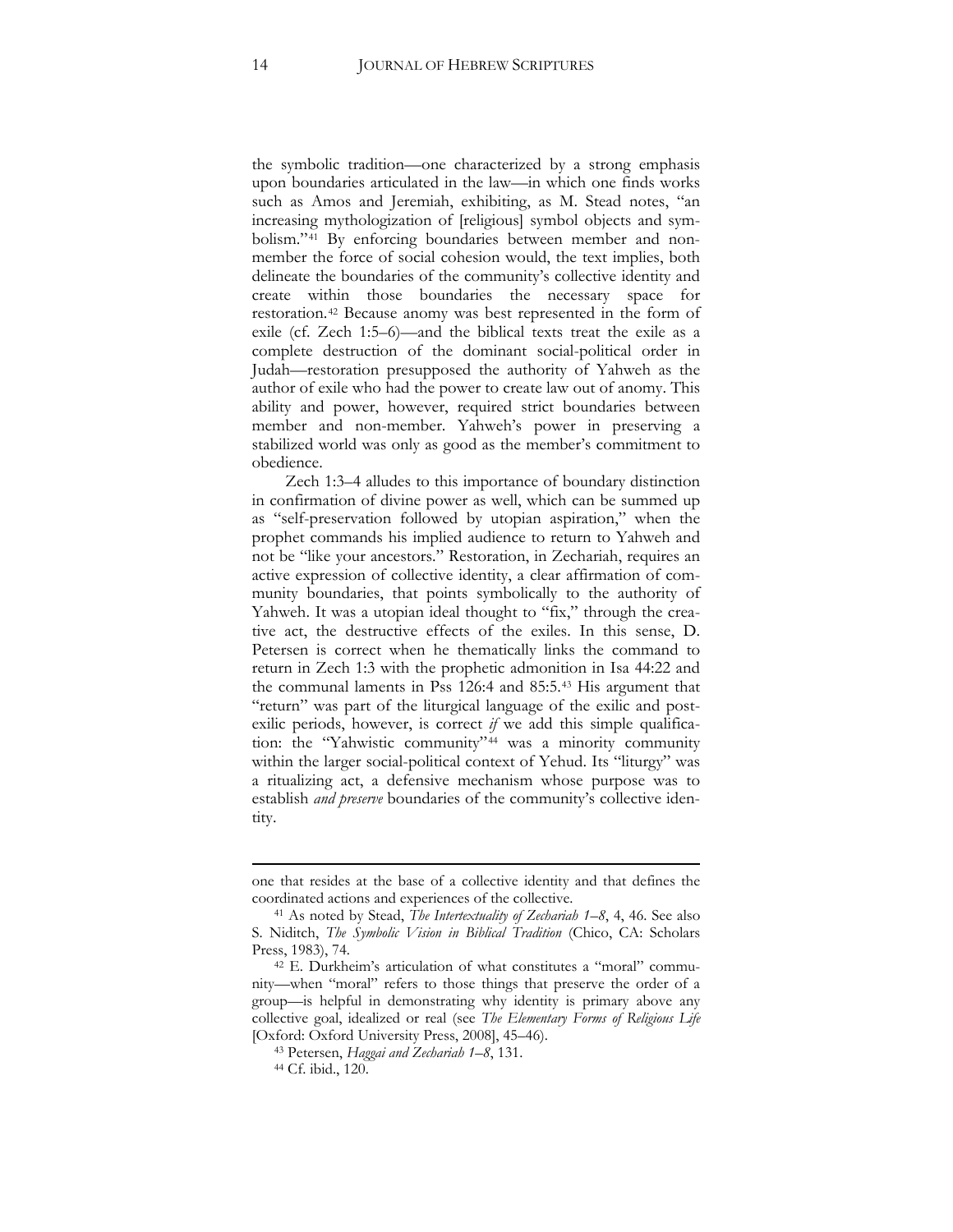the symbolic tradition—one characterized by a strong emphasis upon boundaries articulated in the law—in which one finds works such as Amos and Jeremiah, exhibiting, as M. Stead notes, "an increasing mythologization of [religious] symbol objects and symbolism."[41] By enforcing boundaries between member and non-member the force of social cohesion would, the text implies, both delineate the boundaries of the community's collective identity and create within those boundaries the necessary space for restoration.[42] Because anomy was best represented in the form of exile (cf. Zech 1:5–6)—and the biblical texts treat the exile as a complete destruction of the dominant social-political order in Judah—restoration presupposed the authority of Yahweh as the author of exile who had the power to create law out of anomy. This ability and power, however, required strict boundaries between member and non-member. Yahweh's power in preserving a stabilized world was only as good as the member's commitment to obedience.

Zech 1:3–4 alludes to this importance of boundary distinction in confirmation of divine power as well, which can be summed up as "self-preservation followed by utopian aspiration," when the prophet commands his implied audience to return to Yahweh and not be "like your ancestors." Restoration, in Zechariah, requires an active expression of collective identity, a clear affirmation of community boundaries, that points symbolically to the authority of Yahweh. It was a utopian ideal thought to "fix," through the creative act, the destructive effects of the exiles. In this sense, D. Petersen is correct when he thematically links the command to return in Zech 1:3 with the prophetic admonition in Isa 44:22 and the communal laments in Pss 126:4 and 85:5.[43] His argument that "return" was part of the liturgical language of the exilic and post-exilic periods, however, is correct *if* we add this simple qualification: the "Yahwistic community"[44] was a minority community within the larger social-political context of Yehud. Its "liturgy" was a ritualizing act, a defensive mechanism whose purpose was to establish *and preserve* boundaries of the community's collective identity.

---

one that resides at the base of a collective identity and that defines the coordinated actions and experiences of the collective.

[41] As noted by Stead, *The Intertextuality of Zechariah 1–8*, 4, 46. See also S. Niditch, *The Symbolic Vision in Biblical Tradition* (Chico, CA: Scholars Press, 1983), 74.

[42] E. Durkheim's articulation of what constitutes a "moral" community—when "moral" refers to those things that preserve the order of a group—is helpful in demonstrating why identity is primary above any collective goal, idealized or real (see *The Elementary Forms of Religious Life* [Oxford: Oxford University Press, 2008], 45–46).

[43] Petersen, *Haggai and Zechariah 1–8*, 131.

[44] Cf. ibid., 120.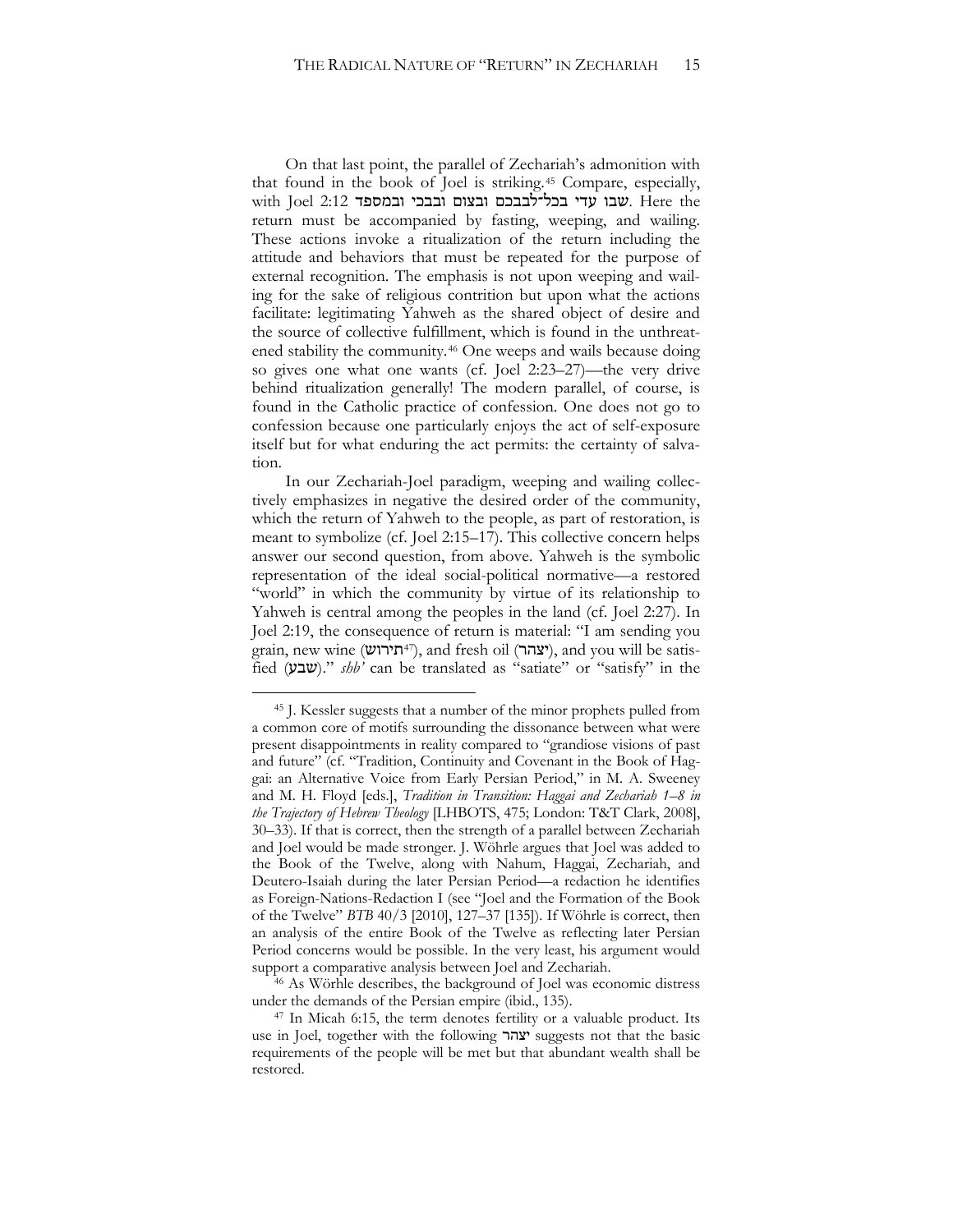On that last point, the parallel of Zechariah's admonition with that found in the book of Joel is striking.[45] Compare, especially, with Joel 2:12 שבו עדי בכל־לבבכם ובצום ובבכי ובמספד. Here the return must be accompanied by fasting, weeping, and wailing. These actions invoke a ritualization of the return including the attitude and behaviors that must be repeated for the purpose of external recognition. The emphasis is not upon weeping and wailing for the sake of religious contrition but upon what the actions facilitate: legitimating Yahweh as the shared object of desire and the source of collective fulfillment, which is found in the unthreatened stability the community.[46] One weeps and wails because doing so gives one what one wants (cf. Joel 2:23–27)—the very drive behind ritualization generally! The modern parallel, of course, is found in the Catholic practice of confession. One does not go to confession because one particularly enjoys the act of self-exposure itself but for what enduring the act permits: the certainty of salvation.

In our Zechariah-Joel paradigm, weeping and wailing collectively emphasizes in negative the desired order of the community, which the return of Yahweh to the people, as part of restoration, is meant to symbolize (cf. Joel 2:15–17). This collective concern helps answer our second question, from above. Yahweh is the symbolic representation of the ideal social-political normative—a restored "world" in which the community by virtue of its relationship to Yahweh is central among the peoples in the land (cf. Joel 2:27). In Joel 2:19, the consequence of return is material: "I am sending you grain, new wine (תירוש[47]), and fresh oil (יצהר), and you will be satisfied (שבע)." *shb'* can be translated as "satiate" or "satisfy" in the

---

[45] J. Kessler suggests that a number of the minor prophets pulled from a common core of motifs surrounding the dissonance between what were present disappointments in reality compared to "grandiose visions of past and future" (cf. "Tradition, Continuity and Covenant in the Book of Haggai: an Alternative Voice from Early Persian Period," in M. A. Sweeney and M. H. Floyd [eds.], *Tradition in Transition: Haggai and Zechariah 1–8 in the Trajectory of Hebrew Theology* [LHBOTS, 475; London: T&T Clark, 2008], 30–33). If that is correct, then the strength of a parallel between Zechariah and Joel would be made stronger. J. Wöhrle argues that Joel was added to the Book of the Twelve, along with Nahum, Haggai, Zechariah, and Deutero-Isaiah during the later Persian Period—a redaction he identifies as Foreign-Nations-Redaction I (see "Joel and the Formation of the Book of the Twelve" *BTB* 40/3 [2010], 127–37 [135]). If Wöhrle is correct, then an analysis of the entire Book of the Twelve as reflecting later Persian Period concerns would be possible. In the very least, his argument would support a comparative analysis between Joel and Zechariah.

[46] As Wörhle describes, the background of Joel was economic distress under the demands of the Persian empire (ibid., 135).

[47] In Micah 6:15, the term denotes fertility or a valuable product. Its use in Joel, together with the following יצהר suggests not that the basic requirements of the people will be met but that abundant wealth shall be restored.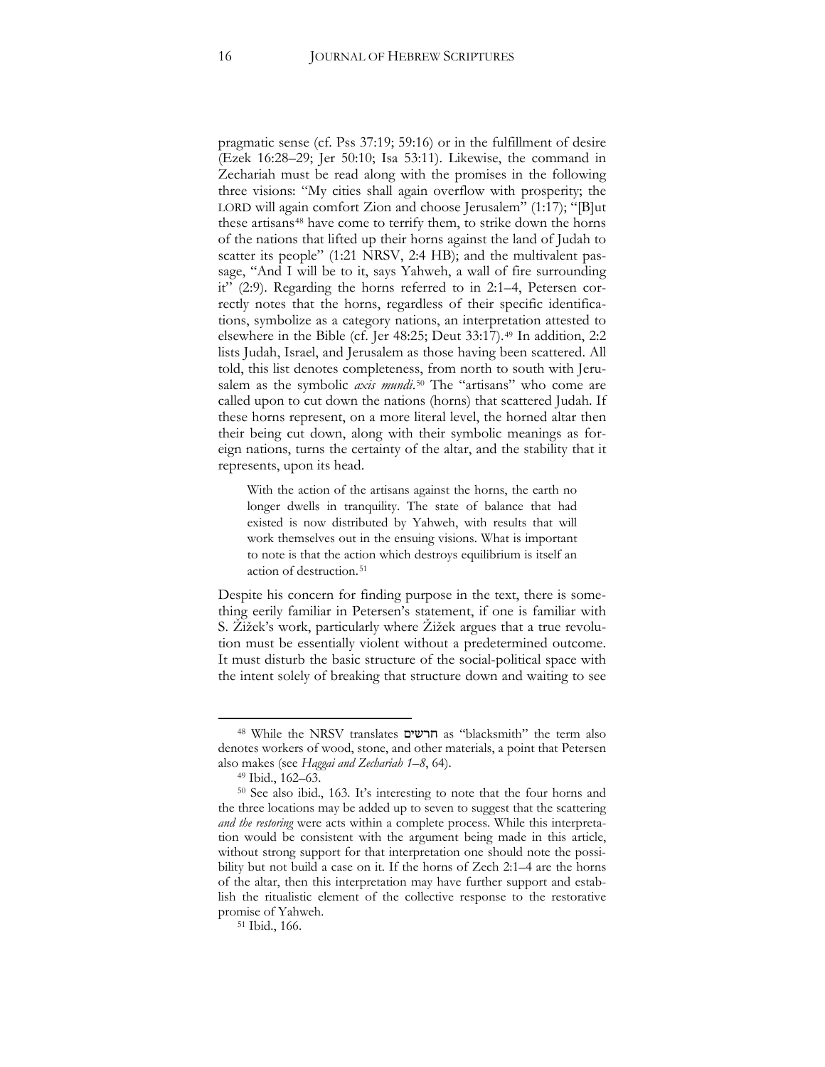pragmatic sense (cf. Pss 37:19; 59:16) or in the fulfillment of desire (Ezek 16:28–29; Jer 50:10; Isa 53:11). Likewise, the command in Zechariah must be read along with the promises in the following three visions: "My cities shall again overflow with prosperity; the LORD will again comfort Zion and choose Jerusalem" (1:17); "[B]ut these artisans[48] have come to terrify them, to strike down the horns of the nations that lifted up their horns against the land of Judah to scatter its people" (1:21 NRSV, 2:4 HB); and the multivalent passage, "And I will be to it, says Yahweh, a wall of fire surrounding it" (2:9). Regarding the horns referred to in 2:1–4, Petersen correctly notes that the horns, regardless of their specific identifications, symbolize as a category nations, an interpretation attested to elsewhere in the Bible (cf. Jer 48:25; Deut 33:17).[49] In addition, 2:2 lists Judah, Israel, and Jerusalem as those having been scattered. All told, this list denotes completeness, from north to south with Jerusalem as the symbolic *axis mundi*.[50] The "artisans" who come are called upon to cut down the nations (horns) that scattered Judah. If these horns represent, on a more literal level, the horned altar then their being cut down, along with their symbolic meanings as foreign nations, turns the certainty of the altar, and the stability that it represents, upon its head.

> With the action of the artisans against the horns, the earth no longer dwells in tranquility. The state of balance that had existed is now distributed by Yahweh, with results that will work themselves out in the ensuing visions. What is important to note is that the action which destroys equilibrium is itself an action of destruction.[51]

Despite his concern for finding purpose in the text, there is something eerily familiar in Petersen's statement, if one is familiar with S. Žižek's work, particularly where Žižek argues that a true revolution must be essentially violent without a predetermined outcome. It must disturb the basic structure of the social-political space with the intent solely of breaking that structure down and waiting to see

---

[48] While the NRSV translates חרשים as "blacksmith" the term also denotes workers of wood, stone, and other materials, a point that Petersen also makes (see *Haggai and Zechariah 1–8*, 64).

[49] Ibid., 162–63.

[50] See also ibid., 163. It's interesting to note that the four horns and the three locations may be added up to seven to suggest that the scattering *and the restoring* were acts within a complete process. While this interpretation would be consistent with the argument being made in this article, without strong support for that interpretation one should note the possibility but not build a case on it. If the horns of Zech 2:1–4 are the horns of the altar, then this interpretation may have further support and establish the ritualistic element of the collective response to the restorative promise of Yahweh.

[51] Ibid., 166.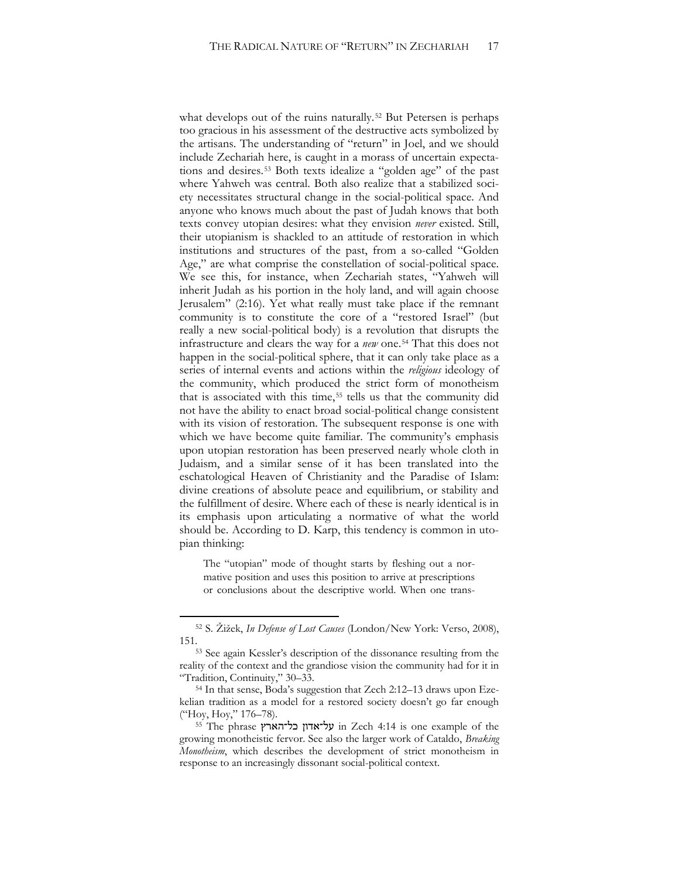what develops out of the ruins naturally.[52] But Petersen is perhaps too gracious in his assessment of the destructive acts symbolized by the artisans. The understanding of "return" in Joel, and we should include Zechariah here, is caught in a morass of uncertain expectations and desires.[53] Both texts idealize a "golden age" of the past where Yahweh was central. Both also realize that a stabilized society necessitates structural change in the social-political space. And anyone who knows much about the past of Judah knows that both texts convey utopian desires: what they envision *never* existed. Still, their utopianism is shackled to an attitude of restoration in which institutions and structures of the past, from a so-called "Golden Age," are what comprise the constellation of social-political space. We see this, for instance, when Zechariah states, "Yahweh will inherit Judah as his portion in the holy land, and will again choose Jerusalem" (2:16). Yet what really must take place if the remnant community is to constitute the core of a "restored Israel" (but really a new social-political body) is a revolution that disrupts the infrastructure and clears the way for a *new* one.[54] That this does not happen in the social-political sphere, that it can only take place as a series of internal events and actions within the *religious* ideology of the community, which produced the strict form of monotheism that is associated with this time,[55] tells us that the community did not have the ability to enact broad social-political change consistent with its vision of restoration. The subsequent response is one with which we have become quite familiar. The community's emphasis upon utopian restoration has been preserved nearly whole cloth in Judaism, and a similar sense of it has been translated into the eschatological Heaven of Christianity and the Paradise of Islam: divine creations of absolute peace and equilibrium, or stability and the fulfillment of desire. Where each of these is nearly identical is in its emphasis upon articulating a normative of what the world should be. According to D. Karp, this tendency is common in utopian thinking:

> The "utopian" mode of thought starts by fleshing out a normative position and uses this position to arrive at prescriptions or conclusions about the descriptive world. When one trans-

---

[52] S. Žižek, *In Defense of Lost Causes* (London/New York: Verso, 2008), 151.

[53] See again Kessler's description of the dissonance resulting from the reality of the context and the grandiose vision the community had for it in "Tradition, Continuity," 30–33.

[54] In that sense, Boda's suggestion that Zech 2:12–13 draws upon Ezekelian tradition as a model for a restored society doesn't go far enough ("Hoy, Hoy," 176–78).

[55] The phrase על־אדון כל־הארץ in Zech 4:14 is one example of the growing monotheistic fervor. See also the larger work of Cataldo, *Breaking Monotheism*, which describes the development of strict monotheism in response to an increasingly dissonant social-political context.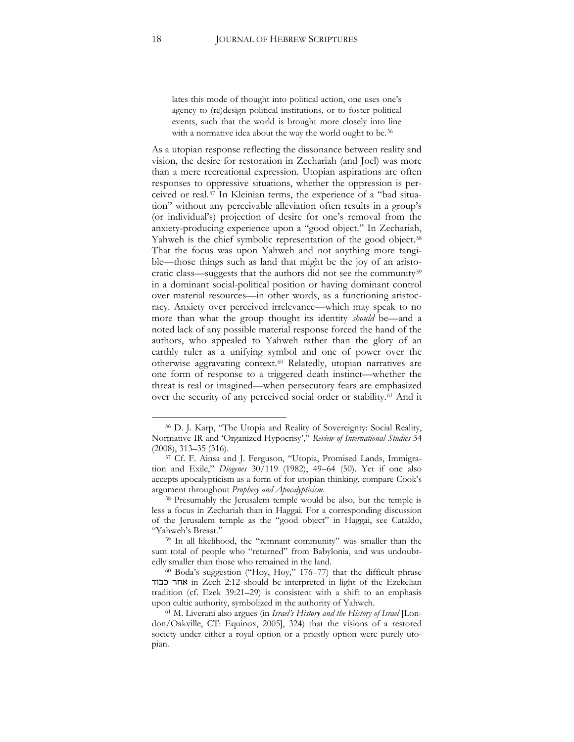> lates this mode of thought into political action, one uses one's agency to (re)design political institutions, or to foster political events, such that the world is brought more closely into line with a normative idea about the way the world ought to be.[56]

As a utopian response reflecting the dissonance between reality and vision, the desire for restoration in Zechariah (and Joel) was more than a mere recreational expression. Utopian aspirations are often responses to oppressive situations, whether the oppression is perceived or real.[57] In Kleinian terms, the experience of a "bad situation" without any perceivable alleviation often results in a group's (or individual's) projection of desire for one's removal from the anxiety-producing experience upon a "good object." In Zechariah, Yahweh is the chief symbolic representation of the good object.[58] That the focus was upon Yahweh and not anything more tangible—those things such as land that might be the joy of an aristocratic class—suggests that the authors did not see the community[59] in a dominant social-political position or having dominant control over material resources—in other words, as a functioning aristocracy. Anxiety over perceived irrelevance—which may speak to no more than what the group thought its identity *should* be—and a noted lack of any possible material response forced the hand of the authors, who appealed to Yahweh rather than the glory of an earthly ruler as a unifying symbol and one of power over the otherwise aggravating context.[60] Relatedly, utopian narratives are one form of response to a triggered death instinct—whether the threat is real or imagined—when persecutory fears are emphasized over the security of any perceived social order or stability.[61] And it

---

[56] D. J. Karp, "The Utopia and Reality of Sovereignty: Social Reality, Normative IR and 'Organized Hypocrisy'," *Review of International Studies* 34 (2008), 313–35 (316).

[57] Cf. F. Ainsa and J. Ferguson, "Utopia, Promised Lands, Immigration and Exile," *Diogenes* 30/119 (1982), 49–64 (50). Yet if one also accepts apocalypticism as a form of for utopian thinking, compare Cook's argument throughout *Prophecy and Apocalypticism*.

[58] Presumably the Jerusalem temple would be also, but the temple is less a focus in Zechariah than in Haggai. For a corresponding discussion of the Jerusalem temple as the "good object" in Haggai, see Cataldo, "Yahweh's Breast."

[59] In all likelihood, the "remnant community" was smaller than the sum total of people who "returned" from Babylonia, and was undoubtedly smaller than those who remained in the land.

[60] Boda's suggestion ("Hoy, Hoy," 176–77) that the difficult phrase אחר כבוד in Zech 2:12 should be interpreted in light of the Ezekelian tradition (cf. Ezek 39:21–29) is consistent with a shift to an emphasis upon cultic authority, symbolized in the authority of Yahweh.

[61] M. Liverani also argues (in *Israel's History and the History of Israel* [London/Oakville, CT: Equinox, 2005], 324) that the visions of a restored society under either a royal option or a priestly option were purely utopian.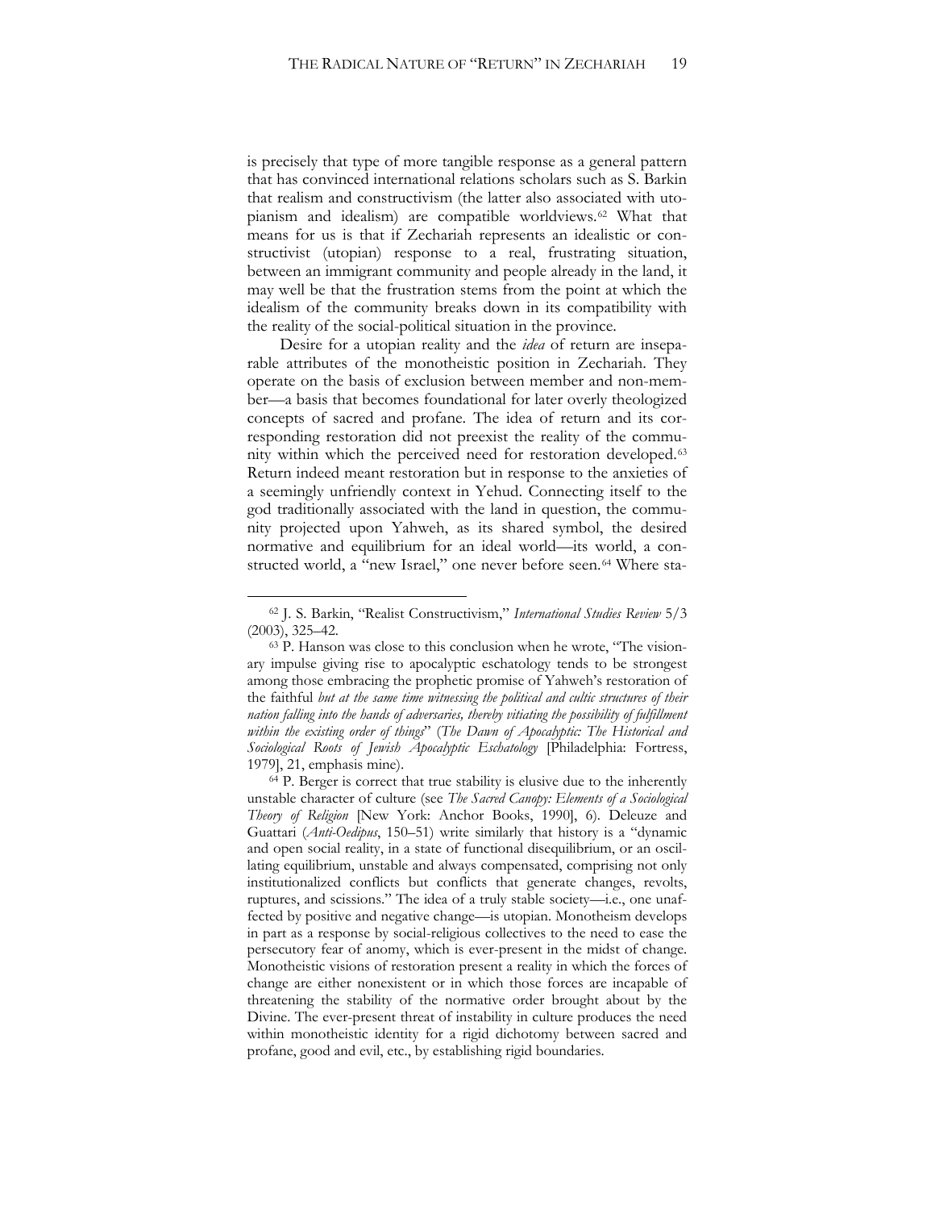is precisely that type of more tangible response as a general pattern that has convinced international relations scholars such as S. Barkin that realism and constructivism (the latter also associated with utopianism and idealism) are compatible worldviews.[62] What that means for us is that if Zechariah represents an idealistic or constructivist (utopian) response to a real, frustrating situation, between an immigrant community and people already in the land, it may well be that the frustration stems from the point at which the idealism of the community breaks down in its compatibility with the reality of the social-political situation in the province.

Desire for a utopian reality and the *idea* of return are inseparable attributes of the monotheistic position in Zechariah. They operate on the basis of exclusion between member and non-member—a basis that becomes foundational for later overly theologized concepts of sacred and profane. The idea of return and its corresponding restoration did not preexist the reality of the community within which the perceived need for restoration developed.[63] Return indeed meant restoration but in response to the anxieties of a seemingly unfriendly context in Yehud. Connecting itself to the god traditionally associated with the land in question, the community projected upon Yahweh, as its shared symbol, the desired normative and equilibrium for an ideal world—its world, a constructed world, a "new Israel," one never before seen.[64] Where sta-

---

[62] J. S. Barkin, "Realist Constructivism," *International Studies Review* 5/3 (2003), 325–42.

[63] P. Hanson was close to this conclusion when he wrote, "The visionary impulse giving rise to apocalyptic eschatology tends to be strongest among those embracing the prophetic promise of Yahweh's restoration of the faithful *but at the same time witnessing the political and cultic structures of their nation falling into the hands of adversaries, thereby vitiating the possibility of fulfillment within the existing order of things*" (*The Dawn of Apocalyptic: The Historical and Sociological Roots of Jewish Apocalyptic Eschatology* [Philadelphia: Fortress, 1979], 21, emphasis mine).

[64] P. Berger is correct that true stability is elusive due to the inherently unstable character of culture (see *The Sacred Canopy: Elements of a Sociological Theory of Religion* [New York: Anchor Books, 1990], 6). Deleuze and Guattari (*Anti-Oedipus*, 150–51) write similarly that history is a "dynamic and open social reality, in a state of functional disequilibrium, or an oscillating equilibrium, unstable and always compensated, comprising not only institutionalized conflicts but conflicts that generate changes, revolts, ruptures, and scissions." The idea of a truly stable society—i.e., one unaffected by positive and negative change—is utopian. Monotheism develops in part as a response by social-religious collectives to the need to ease the persecutory fear of anomy, which is ever-present in the midst of change. Monotheistic visions of restoration present a reality in which the forces of change are either nonexistent or in which those forces are incapable of threatening the stability of the normative order brought about by the Divine. The ever-present threat of instability in culture produces the need within monotheistic identity for a rigid dichotomy between sacred and profane, good and evil, etc., by establishing rigid boundaries.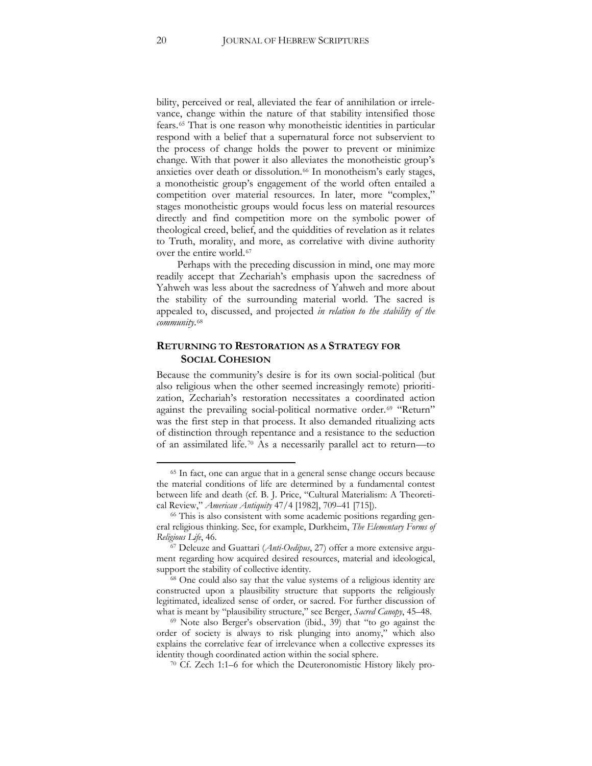bility, perceived or real, alleviated the fear of annihilation or irrelevance, change within the nature of that stability intensified those fears.[65] That is one reason why monotheistic identities in particular respond with a belief that a supernatural force not subservient to the process of change holds the power to prevent or minimize change. With that power it also alleviates the monotheistic group's anxieties over death or dissolution.[66] In monotheism's early stages, a monotheistic group's engagement of the world often entailed a competition over material resources. In later, more "complex," stages monotheistic groups would focus less on material resources directly and find competition more on the symbolic power of theological creed, belief, and the quiddities of revelation as it relates to Truth, morality, and more, as correlative with divine authority over the entire world.[67]

Perhaps with the preceding discussion in mind, one may more readily accept that Zechariah's emphasis upon the sacredness of Yahweh was less about the sacredness of Yahweh and more about the stability of the surrounding material world. The sacred is appealed to, discussed, and projected *in relation to the stability of the community.*[68]

## RETURNING TO RESTORATION AS A STRATEGY FOR SOCIAL COHESION

Because the community's desire is for its own social-political (but also religious when the other seemed increasingly remote) prioritization, Zechariah's restoration necessitates a coordinated action against the prevailing social-political normative order.[69] "Return" was the first step in that process. It also demanded ritualizing acts of distinction through repentance and a resistance to the seduction of an assimilated life.[70] As a necessarily parallel act to return—to

---

[65] In fact, one can argue that in a general sense change occurs because the material conditions of life are determined by a fundamental contest between life and death (cf. B. J. Price, "Cultural Materialism: A Theoretical Review," *American Antiquity* 47/4 [1982], 709–41 [715]).

[66] This is also consistent with some academic positions regarding general religious thinking. See, for example, Durkheim, *The Elementary Forms of Religious Life*, 46.

[67] Deleuze and Guattari (*Anti-Oedipus*, 27) offer a more extensive argument regarding how acquired desired resources, material and ideological, support the stability of collective identity.

[68] One could also say that the value systems of a religious identity are constructed upon a plausibility structure that supports the religiously legitimated, idealized sense of order, or sacred. For further discussion of what is meant by "plausibility structure," see Berger, *Sacred Canopy*, 45–48.

[69] Note also Berger's observation (ibid., 39) that "to go against the order of society is always to risk plunging into anomy," which also explains the correlative fear of irrelevance when a collective expresses its identity though coordinated action within the social sphere.

[70] Cf. Zech 1:1–6 for which the Deuteronomistic History likely pro-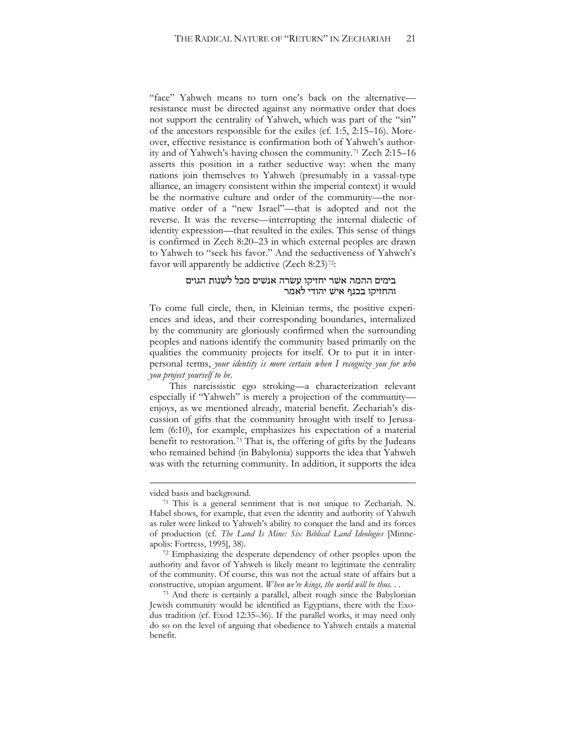"face" Yahweh means to turn one's back on the alternative—resistance must be directed against any normative order that does not support the centrality of Yahweh, which was part of the "sin" of the ancestors responsible for the exiles (cf. 1:5, 2:15–16). Moreover, effective resistance is confirmation both of Yahweh's authority and of Yahweh's having chosen the community.[71] Zech 2:15–16 asserts this position in a rather seductive way: when the many nations join themselves to Yahweh (presumably in a vassal-type alliance, an imagery consistent within the imperial context) it would be the normative culture and order of the community—the normative order of a "new Israel"—that is adopted and not the reverse. It was the reverse—interrupting the internal dialectic of identity expression—that resulted in the exiles. This sense of things is confirmed in Zech 8:20–23 in which external peoples are drawn to Yahweh to "seek his favor." And the seductiveness of Yahweh's favor will apparently be addictive (Zech 8:23)[72]:

> בימים ההמה אשׁר יחזיקו עשׂרה אנשׁים מכל לשׁנות הגוים
> והחזיקו בכנף אישׁ יהודי לאמר

To come full circle, then, in Kleinian terms, the positive experiences and ideas, and their corresponding boundaries, internalized by the community are gloriously confirmed when the surrounding peoples and nations identify the community based primarily on the qualities the community projects for itself. Or to put it in interpersonal terms, *your identity is more certain when I recognize you for who you project yourself to be.*

This narcissistic ego stroking—a characterization relevant especially if "Yahweh" is merely a projection of the community—enjoys, as we mentioned already, material benefit. Zechariah's discussion of gifts that the community brought with itself to Jerusalem (6:10), for example, emphasizes his expectation of a material benefit to restoration.[73] That is, the offering of gifts by the Judeans who remained behind (in Babylonia) supports the idea that Yahweh was with the returning community. In addition, it supports the idea

---

vided basis and background.

[71] This is a general sentiment that is not unique to Zechariah. N. Habel shows, for example, that even the identity and authority of Yahweh as ruler were linked to Yahweh's ability to conquer the land and its forces of production (cf. *The Land Is Mine: Six Biblical Land Ideologies* [Minneapolis: Fortress, 1995], 38).

[72] Emphasizing the desperate dependency of other peoples upon the authority and favor of Yahweh is likely meant to legitimate the centrality of the community. Of course, this was not the actual state of affairs but a constructive, utopian argument. *When we're kings, the world will be thus. . .*

[73] And there is certainly a parallel, albeit rough since the Babylonian Jewish community would be identified as Egyptians, there with the Exodus tradition (cf. Exod 12:35–36). If the parallel works, it may need only do so on the level of arguing that obedience to Yahweh entails a material benefit.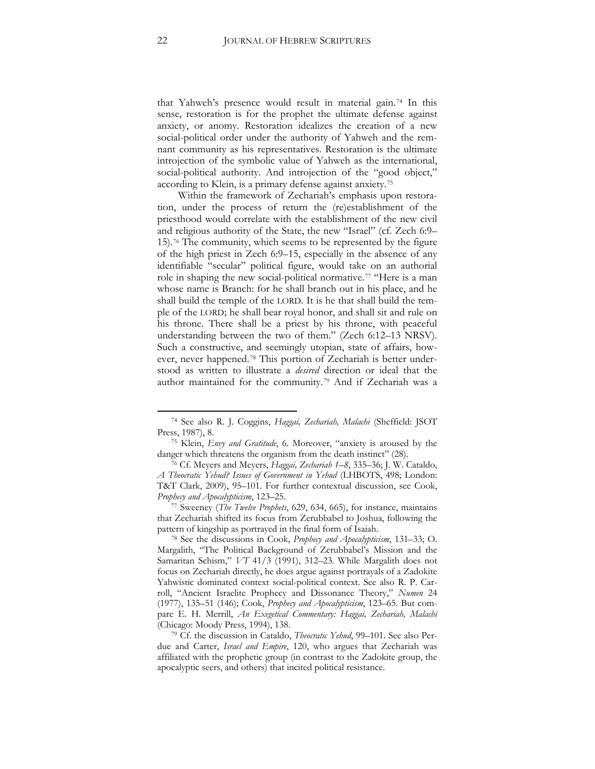that Yahweh's presence would result in material gain.[74] In this sense, restoration is for the prophet the ultimate defense against anxiety, or anomy. Restoration idealizes the creation of a new social-political order under the authority of Yahweh and the remnant community as his representatives. Restoration is the ultimate introjection of the symbolic value of Yahweh as the international, social-political authority. And introjection of the "good object," according to Klein, is a primary defense against anxiety.[75]

Within the framework of Zechariah's emphasis upon restoration, under the process of return the (re)establishment of the priesthood would correlate with the establishment of the new civil and religious authority of the State, the new "Israel" (cf. Zech 6:9–15).[76] The community, which seems to be represented by the figure of the high priest in Zech 6:9–15, especially in the absence of any identifiable "secular" political figure, would take on an authorial role in shaping the new social-political normative.[77] "Here is a man whose name is Branch: for he shall branch out in his place, and he shall build the temple of the LORD. It is he that shall build the temple of the LORD; he shall bear royal honor, and shall sit and rule on his throne. There shall be a priest by his throne, with peaceful understanding between the two of them." (Zech 6:12–13 NRSV). Such a constructive, and seemingly utopian, state of affairs, however, never happened.[78] This portion of Zechariah is better understood as written to illustrate a *desired* direction or ideal that the author maintained for the community.[79] And if Zechariah was a

---

[74] See also R. J. Coggins, *Haggai, Zechariah, Malachi* (Sheffield: JSOT Press, 1987), 8.

[75] Klein, *Envy and Gratitude*, 6. Moreover, "anxiety is aroused by the danger which threatens the organism from the death instinct" (28).

[76] Cf. Meyers and Meyers, *Haggai, Zechariah 1–8*, 335–36; J. W. Cataldo, *A Theocratic Yehud? Issues of Government in Yehud* (LHBOTS, 498; London: T&T Clark, 2009), 95–101. For further contextual discussion, see Cook, *Prophecy and Apocalypticism*, 123–25.

[77] Sweeney (*The Twelve Prophets*, 629, 634, 665), for instance, maintains that Zechariah shifted its focus from Zerubbabel to Joshua, following the pattern of kingship as portrayed in the final form of Isaiah.

[78] See the discussions in Cook, *Prophecy and Apocalypticism*, 131–33; O. Margalith, "The Political Background of Zerubbabel's Mission and the Samaritan Schism," *VT* 41/3 (1991), 312–23. While Margalith does not focus on Zechariah directly, he does argue against portrayals of a Zadokite Yahwistic dominated context social-political context. See also R. P. Carroll, "Ancient Israelite Prophecy and Dissonance Theory," *Numen* 24 (1977), 135–51 (146); Cook, *Prophecy and Apocalypticism*, 123–65. But compare E. H. Merrill, *An Exegetical Commentary: Haggai, Zechariah, Malachi* (Chicago: Moody Press, 1994), 138.

[79] Cf. the discussion in Cataldo, *Theocratic Yehud*, 99–101. See also Perdue and Carter, *Israel and Empire*, 120, who argues that Zechariah was affiliated with the prophetic group (in contrast to the Zadokite group, the apocalyptic seers, and others) that incited political resistance.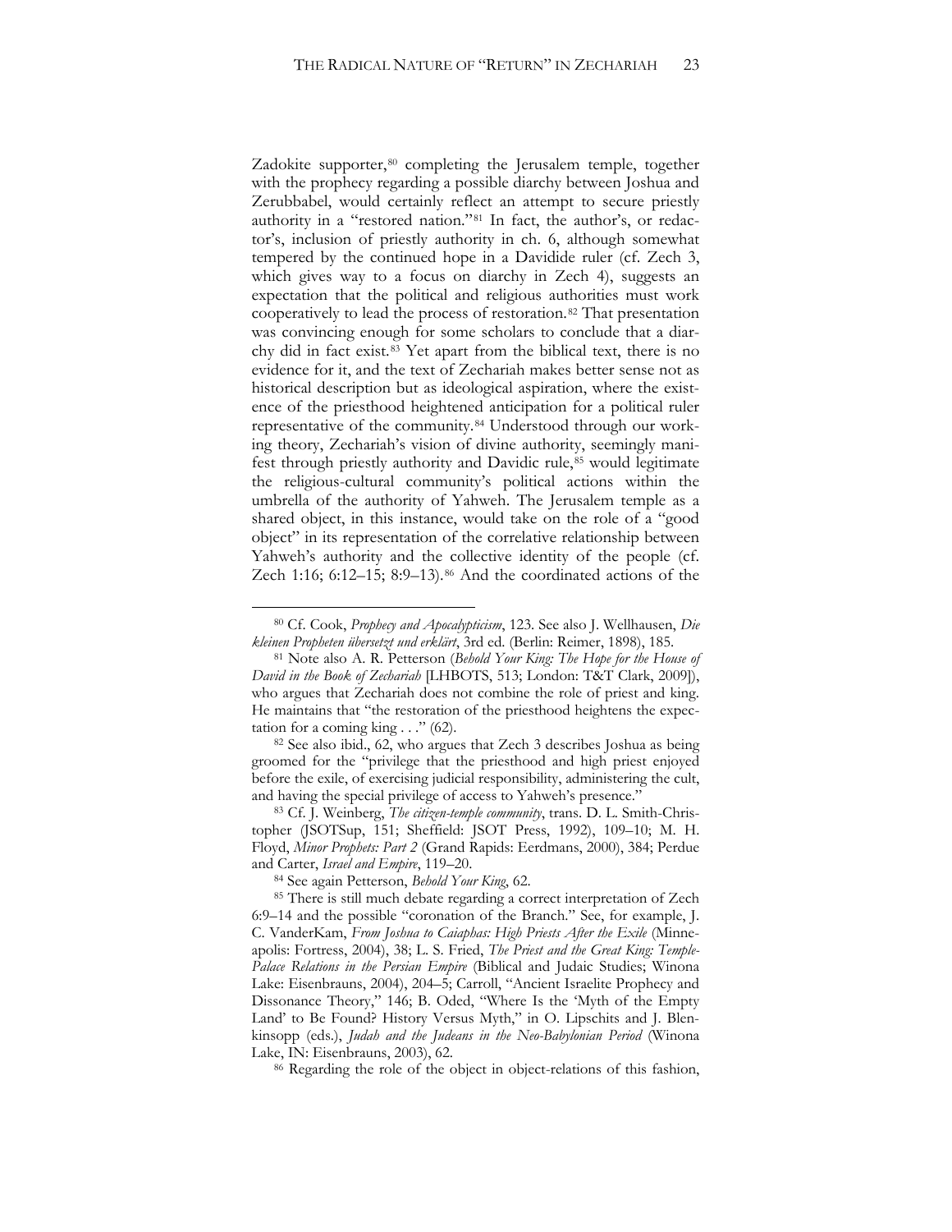Zadokite supporter,[80] completing the Jerusalem temple, together with the prophecy regarding a possible diarchy between Joshua and Zerubbabel, would certainly reflect an attempt to secure priestly authority in a "restored nation."[81] In fact, the author's, or redactor's, inclusion of priestly authority in ch. 6, although somewhat tempered by the continued hope in a Davidide ruler (cf. Zech 3, which gives way to a focus on diarchy in Zech 4), suggests an expectation that the political and religious authorities must work cooperatively to lead the process of restoration.[82] That presentation was convincing enough for some scholars to conclude that a diarchy did in fact exist.[83] Yet apart from the biblical text, there is no evidence for it, and the text of Zechariah makes better sense not as historical description but as ideological aspiration, where the existence of the priesthood heightened anticipation for a political ruler representative of the community.[84] Understood through our working theory, Zechariah's vision of divine authority, seemingly manifest through priestly authority and Davidic rule,[85] would legitimate the religious-cultural community's political actions within the umbrella of the authority of Yahweh. The Jerusalem temple as a shared object, in this instance, would take on the role of a "good object" in its representation of the correlative relationship between Yahweh's authority and the collective identity of the people (cf. Zech 1:16; 6:12–15; 8:9–13).[86] And the coordinated actions of the

---

[80] Cf. Cook, *Prophecy and Apocalypticism*, 123. See also J. Wellhausen, *Die kleinen Propheten übersetzt und erklärt*, 3rd ed. (Berlin: Reimer, 1898), 185.

[81] Note also A. R. Petterson (*Behold Your King: The Hope for the House of David in the Book of Zechariah* [LHBOTS, 513; London: T&T Clark, 2009]), who argues that Zechariah does not combine the role of priest and king. He maintains that "the restoration of the priesthood heightens the expectation for a coming king . . ." (62).

[82] See also ibid., 62, who argues that Zech 3 describes Joshua as being groomed for the "privilege that the priesthood and high priest enjoyed before the exile, of exercising judicial responsibility, administering the cult, and having the special privilege of access to Yahweh's presence."

[83] Cf. J. Weinberg, *The citizen-temple community*, trans. D. L. Smith-Christopher (JSOTSup, 151; Sheffield: JSOT Press, 1992), 109–10; M. H. Floyd, *Minor Prophets: Part 2* (Grand Rapids: Eerdmans, 2000), 384; Perdue and Carter, *Israel and Empire*, 119–20.

[84] See again Petterson, *Behold Your King*, 62.

[85] There is still much debate regarding a correct interpretation of Zech 6:9–14 and the possible "coronation of the Branch." See, for example, J. C. VanderKam, *From Joshua to Caiaphas: High Priests After the Exile* (Minneapolis: Fortress, 2004), 38; L. S. Fried, *The Priest and the Great King: Temple-Palace Relations in the Persian Empire* (Biblical and Judaic Studies; Winona Lake: Eisenbrauns, 2004), 204–5; Carroll, "Ancient Israelite Prophecy and Dissonance Theory," 146; B. Oded, "Where Is the 'Myth of the Empty Land' to Be Found? History Versus Myth," in O. Lipschits and J. Blenkinsopp (eds.), *Judah and the Judeans in the Neo-Babylonian Period* (Winona Lake, IN: Eisenbrauns, 2003), 62.

[86] Regarding the role of the object in object-relations of this fashion,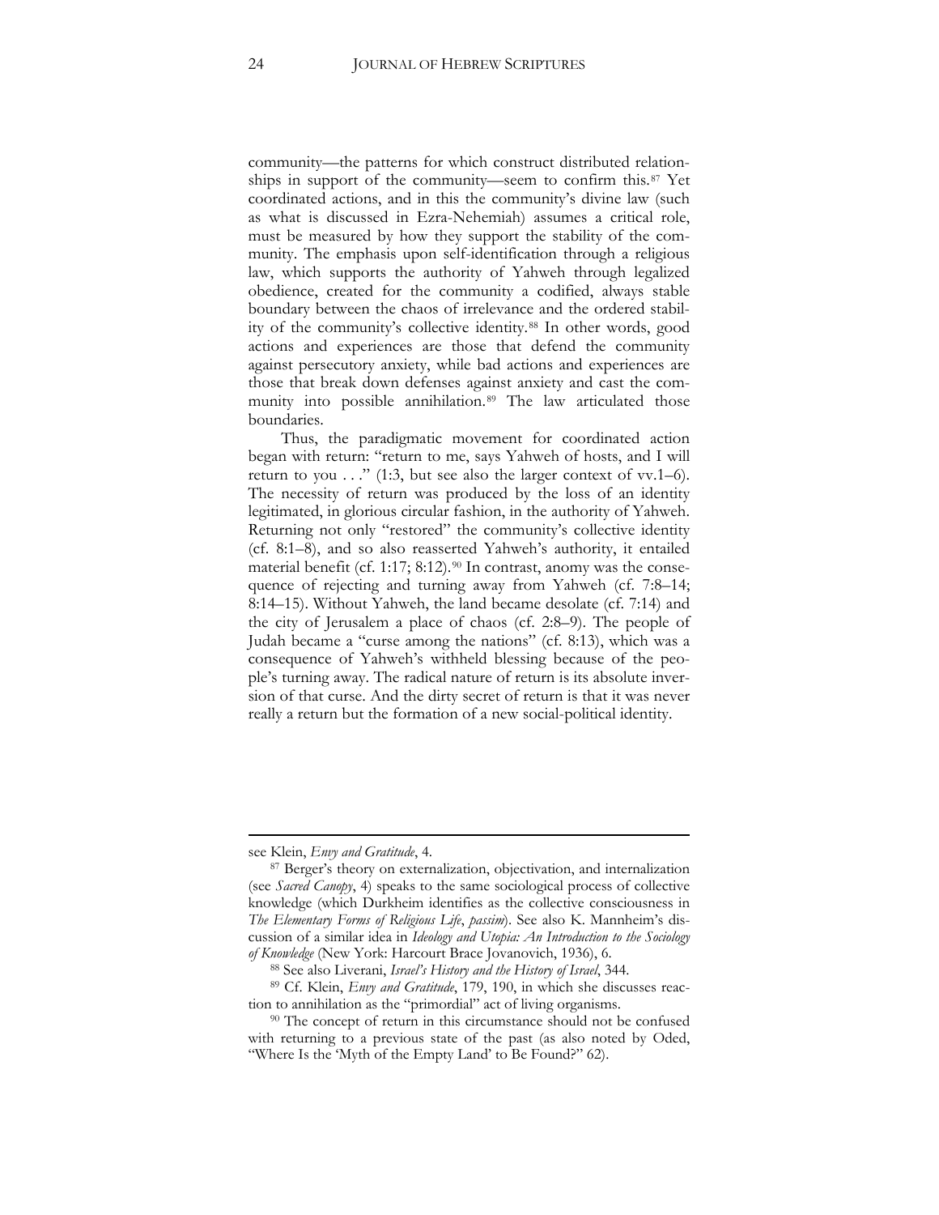community—the patterns for which construct distributed relationships in support of the community—seem to confirm this.[87] Yet coordinated actions, and in this the community's divine law (such as what is discussed in Ezra-Nehemiah) assumes a critical role, must be measured by how they support the stability of the community. The emphasis upon self-identification through a religious law, which supports the authority of Yahweh through legalized obedience, created for the community a codified, always stable boundary between the chaos of irrelevance and the ordered stability of the community's collective identity.[88] In other words, good actions and experiences are those that defend the community against persecutory anxiety, while bad actions and experiences are those that break down defenses against anxiety and cast the community into possible annihilation.[89] The law articulated those boundaries.

Thus, the paradigmatic movement for coordinated action began with return: "return to me, says Yahweh of hosts, and I will return to you . . ." (1:3, but see also the larger context of vv.1–6). The necessity of return was produced by the loss of an identity legitimated, in glorious circular fashion, in the authority of Yahweh. Returning not only "restored" the community's collective identity (cf. 8:1–8), and so also reasserted Yahweh's authority, it entailed material benefit (cf. 1:17; 8:12).[90] In contrast, anomy was the consequence of rejecting and turning away from Yahweh (cf. 7:8–14; 8:14–15). Without Yahweh, the land became desolate (cf. 7:14) and the city of Jerusalem a place of chaos (cf. 2:8–9). The people of Judah became a "curse among the nations" (cf. 8:13), which was a consequence of Yahweh's withheld blessing because of the people's turning away. The radical nature of return is its absolute inversion of that curse. And the dirty secret of return is that it was never really a return but the formation of a new social-political identity.

---

see Klein, *Envy and Gratitude*, 4.

[87] Berger's theory on externalization, objectivation, and internalization (see *Sacred Canopy*, 4) speaks to the same sociological process of collective knowledge (which Durkheim identifies as the collective consciousness in *The Elementary Forms of Religious Life*, *passim*). See also K. Mannheim's discussion of a similar idea in *Ideology and Utopia: An Introduction to the Sociology of Knowledge* (New York: Harcourt Brace Jovanovich, 1936), 6.

[88] See also Liverani, *Israel's History and the History of Israel*, 344.

[89] Cf. Klein, *Envy and Gratitude*, 179, 190, in which she discusses reaction to annihilation as the "primordial" act of living organisms.

[90] The concept of return in this circumstance should not be confused with returning to a previous state of the past (as also noted by Oded, "Where Is the 'Myth of the Empty Land' to Be Found?" 62).